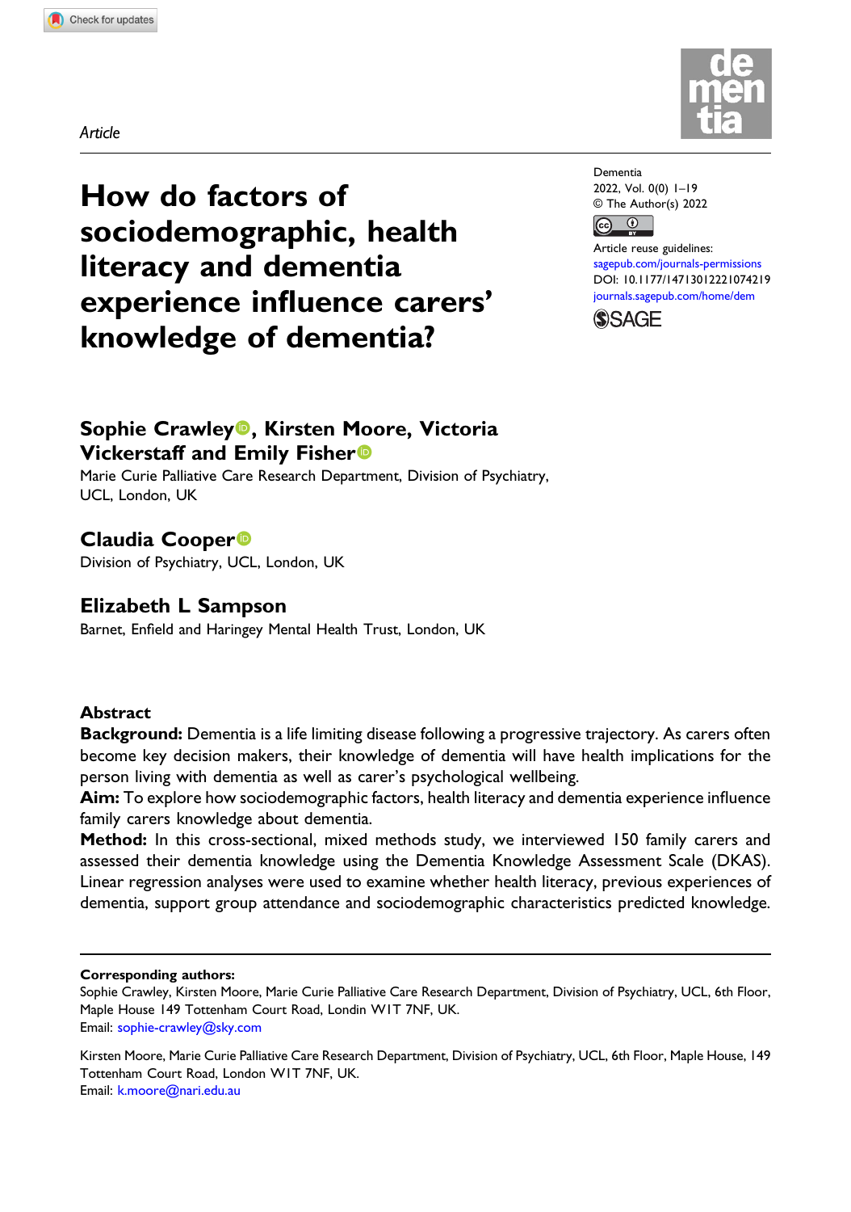Article

# How do factors of sociodemographic, health literacy and dementia experience influence carers' knowledge of dementia?

Dementia
2022, Vol. 0(0) 1–19
© The Author(s) 2022
Article reuse guidelines: sagepub.com/journals-permissions
DOI: 10.1177/14713012221074219
journals.sagepub.com/home/dem

**Sophie Crawley, Kirsten Moore, Victoria Vickerstaff and Emily Fisher**
Marie Curie Palliative Care Research Department, Division of Psychiatry, UCL, London, UK

**Claudia Cooper**
Division of Psychiatry, UCL, London, UK

**Elizabeth L Sampson**
Barnet, Enfield and Haringey Mental Health Trust, London, UK

## Abstract

**Background:** Dementia is a life limiting disease following a progressive trajectory. As carers often become key decision makers, their knowledge of dementia will have health implications for the person living with dementia as well as carer's psychological wellbeing.

**Aim:** To explore how sociodemographic factors, health literacy and dementia experience influence family carers knowledge about dementia.

**Method:** In this cross-sectional, mixed methods study, we interviewed 150 family carers and assessed their dementia knowledge using the Dementia Knowledge Assessment Scale (DKAS). Linear regression analyses were used to examine whether health literacy, previous experiences of dementia, support group attendance and sociodemographic characteristics predicted knowledge.

---

**Corresponding authors:**
Sophie Crawley, Kirsten Moore, Marie Curie Palliative Care Research Department, Division of Psychiatry, UCL, 6th Floor, Maple House 149 Tottenham Court Road, Londin W1T 7NF, UK.
Email: sophie-crawley@sky.com

Kirsten Moore, Marie Curie Palliative Care Research Department, Division of Psychiatry, UCL, 6th Floor, Maple House, 149 Tottenham Court Road, London W1T 7NF, UK.
Email: k.moore@nari.edu.au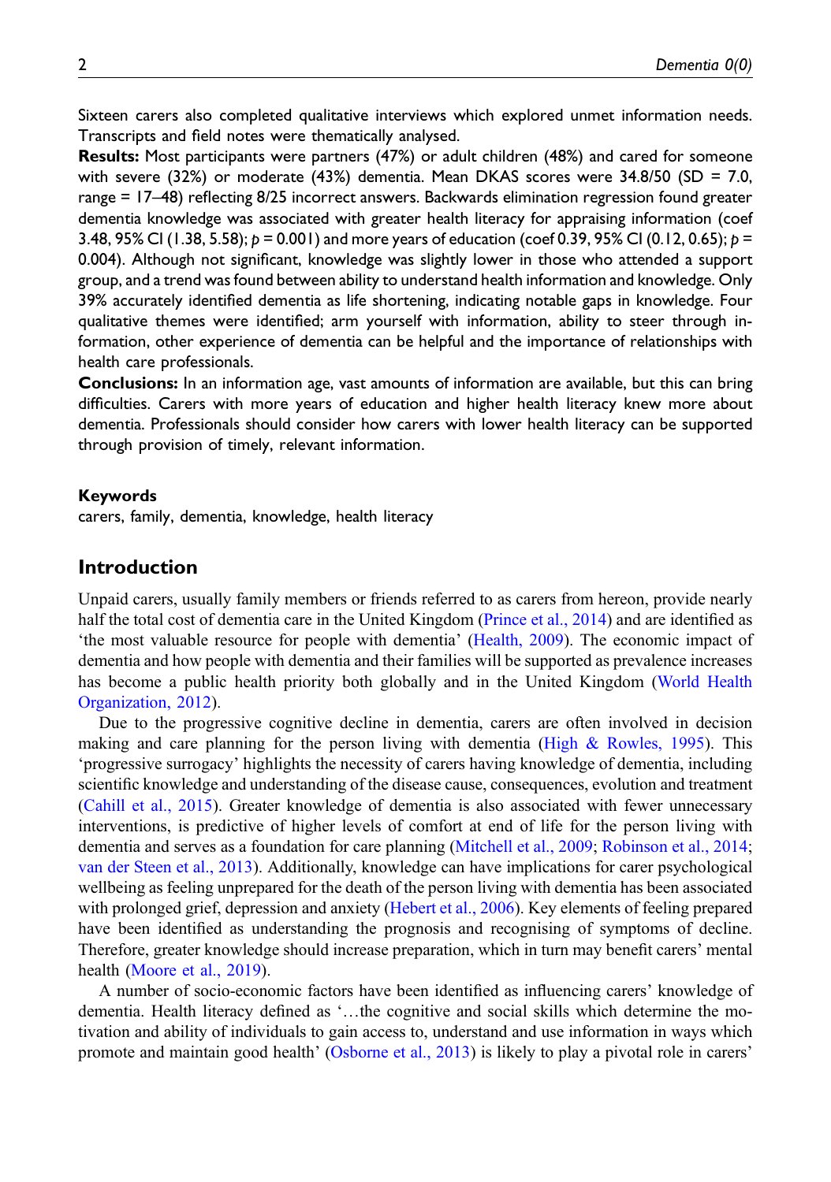Sixteen carers also completed qualitative interviews which explored unmet information needs. Transcripts and field notes were thematically analysed.

**Results:** Most participants were partners (47%) or adult children (48%) and cared for someone with severe (32%) or moderate (43%) dementia. Mean DKAS scores were 34.8/50 (SD = 7.0, range = 17–48) reflecting 8/25 incorrect answers. Backwards elimination regression found greater dementia knowledge was associated with greater health literacy for appraising information (coef 3.48, 95% CI (1.38, 5.58); $p = 0.001$) and more years of education (coef 0.39, 95% CI (0.12, 0.65); $p = 0.004$). Although not significant, knowledge was slightly lower in those who attended a support group, and a trend was found between ability to understand health information and knowledge. Only 39% accurately identified dementia as life shortening, indicating notable gaps in knowledge. Four qualitative themes were identified; arm yourself with information, ability to steer through information, other experience of dementia can be helpful and the importance of relationships with health care professionals.

**Conclusions:** In an information age, vast amounts of information are available, but this can bring difficulties. Carers with more years of education and higher health literacy knew more about dementia. Professionals should consider how carers with lower health literacy can be supported through provision of timely, relevant information.

### Keywords

carers, family, dementia, knowledge, health literacy

## Introduction

Unpaid carers, usually family members or friends referred to as carers from hereon, provide nearly half the total cost of dementia care in the United Kingdom (Prince et al., 2014) and are identified as 'the most valuable resource for people with dementia' (Health, 2009). The economic impact of dementia and how people with dementia and their families will be supported as prevalence increases has become a public health priority both globally and in the United Kingdom (World Health Organization, 2012).

Due to the progressive cognitive decline in dementia, carers are often involved in decision making and care planning for the person living with dementia (High & Rowles, 1995). This 'progressive surrogacy' highlights the necessity of carers having knowledge of dementia, including scientific knowledge and understanding of the disease cause, consequences, evolution and treatment (Cahill et al., 2015). Greater knowledge of dementia is also associated with fewer unnecessary interventions, is predictive of higher levels of comfort at end of life for the person living with dementia and serves as a foundation for care planning (Mitchell et al., 2009; Robinson et al., 2014; van der Steen et al., 2013). Additionally, knowledge can have implications for carer psychological wellbeing as feeling unprepared for the death of the person living with dementia has been associated with prolonged grief, depression and anxiety (Hebert et al., 2006). Key elements of feeling prepared have been identified as understanding the prognosis and recognising of symptoms of decline. Therefore, greater knowledge should increase preparation, which in turn may benefit carers' mental health (Moore et al., 2019).

A number of socio-economic factors have been identified as influencing carers' knowledge of dementia. Health literacy defined as '…the cognitive and social skills which determine the motivation and ability of individuals to gain access to, understand and use information in ways which promote and maintain good health' (Osborne et al., 2013) is likely to play a pivotal role in carers'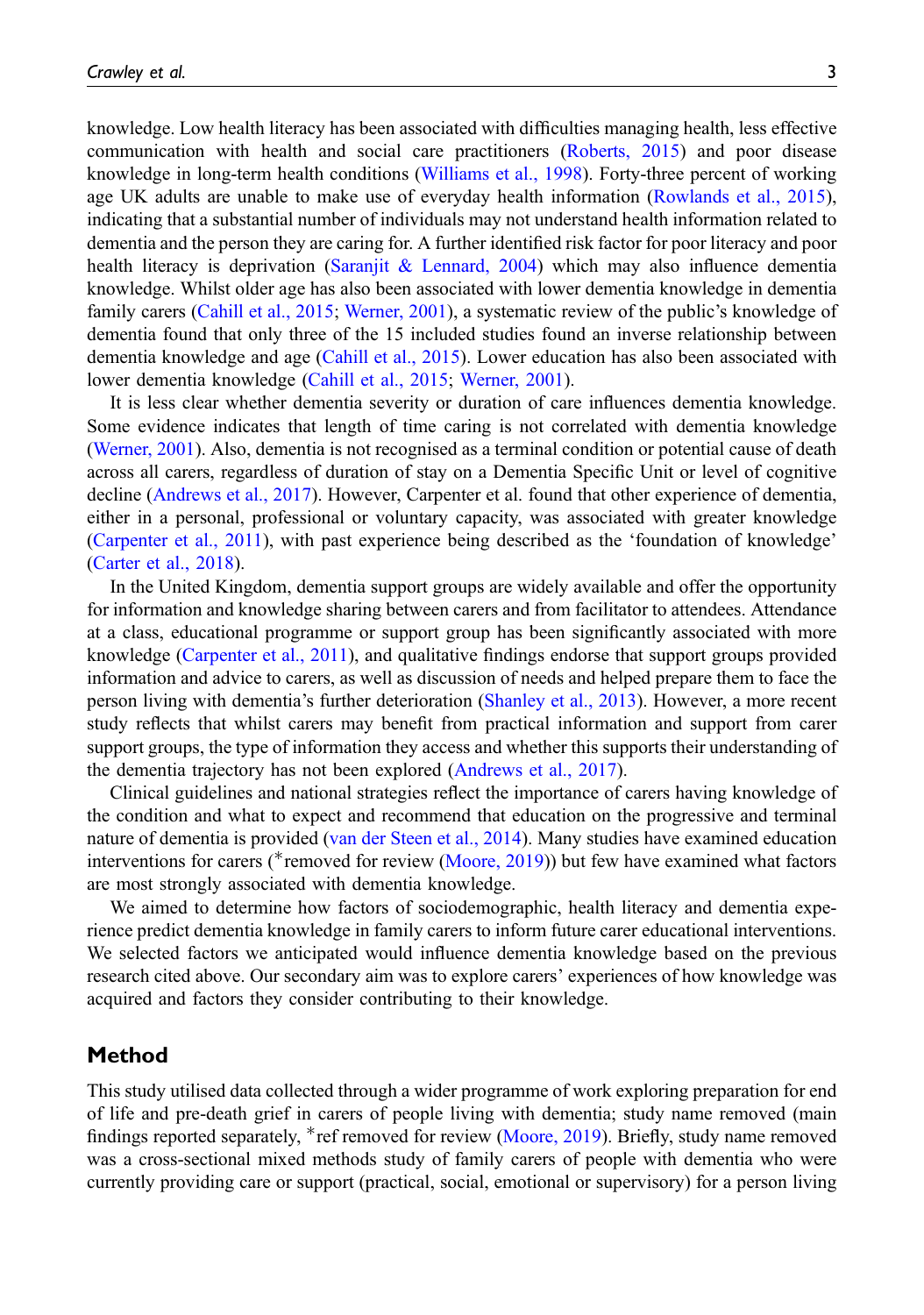knowledge. Low health literacy has been associated with difficulties managing health, less effective communication with health and social care practitioners (Roberts, 2015) and poor disease knowledge in long-term health conditions (Williams et al., 1998). Forty-three percent of working age UK adults are unable to make use of everyday health information (Rowlands et al., 2015), indicating that a substantial number of individuals may not understand health information related to dementia and the person they are caring for. A further identified risk factor for poor literacy and poor health literacy is deprivation (Saranjit & Lennard, 2004) which may also influence dementia knowledge. Whilst older age has also been associated with lower dementia knowledge in dementia family carers (Cahill et al., 2015; Werner, 2001), a systematic review of the public's knowledge of dementia found that only three of the 15 included studies found an inverse relationship between dementia knowledge and age (Cahill et al., 2015). Lower education has also been associated with lower dementia knowledge (Cahill et al., 2015; Werner, 2001).

It is less clear whether dementia severity or duration of care influences dementia knowledge. Some evidence indicates that length of time caring is not correlated with dementia knowledge (Werner, 2001). Also, dementia is not recognised as a terminal condition or potential cause of death across all carers, regardless of duration of stay on a Dementia Specific Unit or level of cognitive decline (Andrews et al., 2017). However, Carpenter et al. found that other experience of dementia, either in a personal, professional or voluntary capacity, was associated with greater knowledge (Carpenter et al., 2011), with past experience being described as the 'foundation of knowledge' (Carter et al., 2018).

In the United Kingdom, dementia support groups are widely available and offer the opportunity for information and knowledge sharing between carers and from facilitator to attendees. Attendance at a class, educational programme or support group has been significantly associated with more knowledge (Carpenter et al., 2011), and qualitative findings endorse that support groups provided information and advice to carers, as well as discussion of needs and helped prepare them to face the person living with dementia's further deterioration (Shanley et al., 2013). However, a more recent study reflects that whilst carers may benefit from practical information and support from carer support groups, the type of information they access and whether this supports their understanding of the dementia trajectory has not been explored (Andrews et al., 2017).

Clinical guidelines and national strategies reflect the importance of carers having knowledge of the condition and what to expect and recommend that education on the progressive and terminal nature of dementia is provided (van der Steen et al., 2014). Many studies have examined education interventions for carers (*removed for review (Moore, 2019)) but few have examined what factors are most strongly associated with dementia knowledge.

We aimed to determine how factors of sociodemographic, health literacy and dementia experience predict dementia knowledge in family carers to inform future carer educational interventions. We selected factors we anticipated would influence dementia knowledge based on the previous research cited above. Our secondary aim was to explore carers' experiences of how knowledge was acquired and factors they consider contributing to their knowledge.

## Method

This study utilised data collected through a wider programme of work exploring preparation for end of life and pre-death grief in carers of people living with dementia; study name removed (main findings reported separately, *ref removed for review (Moore, 2019). Briefly, study name removed was a cross-sectional mixed methods study of family carers of people with dementia who were currently providing care or support (practical, social, emotional or supervisory) for a person living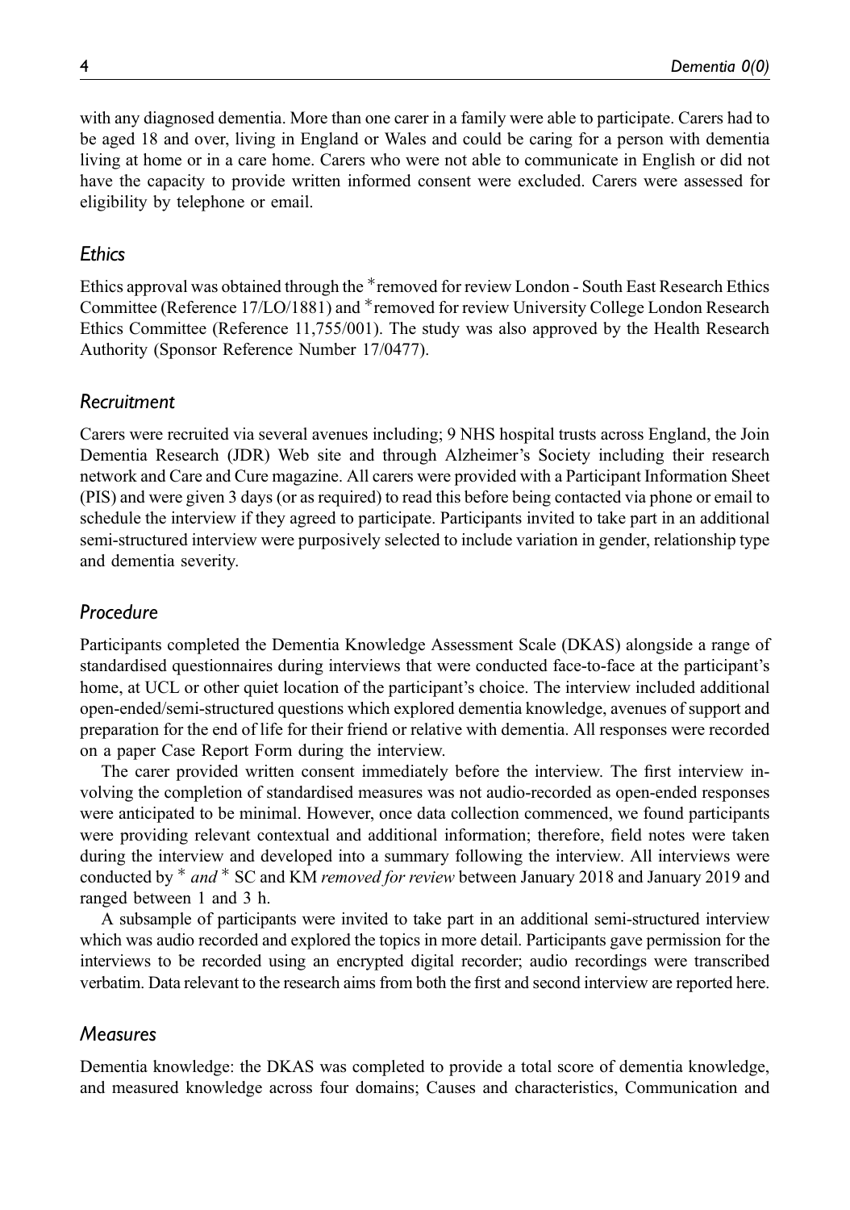with any diagnosed dementia. More than one carer in a family were able to participate. Carers had to be aged 18 and over, living in England or Wales and could be caring for a person with dementia living at home or in a care home. Carers who were not able to communicate in English or did not have the capacity to provide written informed consent were excluded. Carers were assessed for eligibility by telephone or email.

## *Ethics*

Ethics approval was obtained through the *removed for review London - South East Research Ethics Committee (Reference 17/LO/1881) and *removed for review University College London Research Ethics Committee (Reference 11,755/001). The study was also approved by the Health Research Authority (Sponsor Reference Number 17/0477).

## *Recruitment*

Carers were recruited via several avenues including; 9 NHS hospital trusts across England, the Join Dementia Research (JDR) Web site and through Alzheimer's Society including their research network and Care and Cure magazine. All carers were provided with a Participant Information Sheet (PIS) and were given 3 days (or as required) to read this before being contacted via phone or email to schedule the interview if they agreed to participate. Participants invited to take part in an additional semi-structured interview were purposively selected to include variation in gender, relationship type and dementia severity.

## *Procedure*

Participants completed the Dementia Knowledge Assessment Scale (DKAS) alongside a range of standardised questionnaires during interviews that were conducted face-to-face at the participant's home, at UCL or other quiet location of the participant's choice. The interview included additional open-ended/semi-structured questions which explored dementia knowledge, avenues of support and preparation for the end of life for their friend or relative with dementia. All responses were recorded on a paper Case Report Form during the interview.

The carer provided written consent immediately before the interview. The first interview involving the completion of standardised measures was not audio-recorded as open-ended responses were anticipated to be minimal. However, once data collection commenced, we found participants were providing relevant contextual and additional information; therefore, field notes were taken during the interview and developed into a summary following the interview. All interviews were conducted by * *and* * SC and KM *removed for review* between January 2018 and January 2019 and ranged between 1 and 3 h.

A subsample of participants were invited to take part in an additional semi-structured interview which was audio recorded and explored the topics in more detail. Participants gave permission for the interviews to be recorded using an encrypted digital recorder; audio recordings were transcribed verbatim. Data relevant to the research aims from both the first and second interview are reported here.

## *Measures*

Dementia knowledge: the DKAS was completed to provide a total score of dementia knowledge, and measured knowledge across four domains; Causes and characteristics, Communication and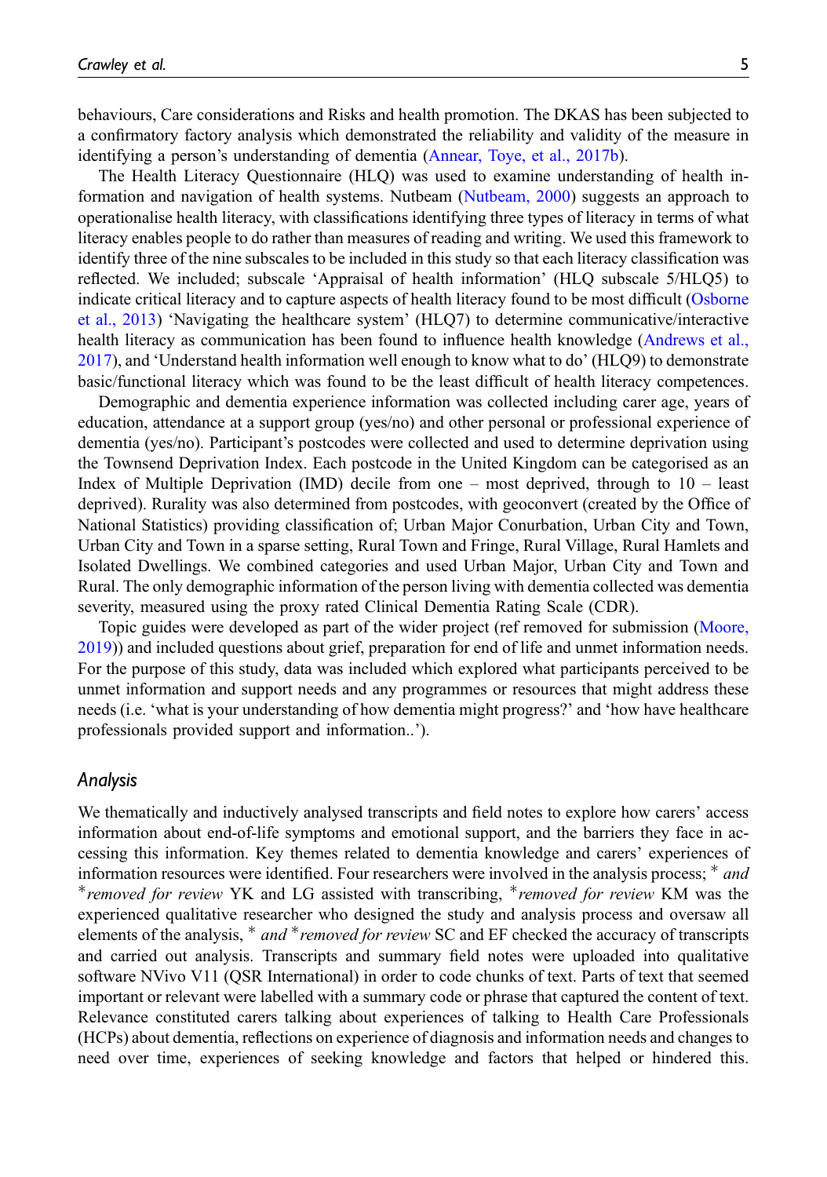behaviours, Care considerations and Risks and health promotion. The DKAS has been subjected to a confirmatory factory analysis which demonstrated the reliability and validity of the measure in identifying a person's understanding of dementia (Annear, Toye, et al., 2017b).

The Health Literacy Questionnaire (HLQ) was used to examine understanding of health information and navigation of health systems. Nutbeam (Nutbeam, 2000) suggests an approach to operationalise health literacy, with classifications identifying three types of literacy in terms of what literacy enables people to do rather than measures of reading and writing. We used this framework to identify three of the nine subscales to be included in this study so that each literacy classification was reflected. We included; subscale 'Appraisal of health information' (HLQ subscale 5/HLQ5) to indicate critical literacy and to capture aspects of health literacy found to be most difficult (Osborne et al., 2013) 'Navigating the healthcare system' (HLQ7) to determine communicative/interactive health literacy as communication has been found to influence health knowledge (Andrews et al., 2017), and 'Understand health information well enough to know what to do' (HLQ9) to demonstrate basic/functional literacy which was found to be the least difficult of health literacy competences.

Demographic and dementia experience information was collected including carer age, years of education, attendance at a support group (yes/no) and other personal or professional experience of dementia (yes/no). Participant's postcodes were collected and used to determine deprivation using the Townsend Deprivation Index. Each postcode in the United Kingdom can be categorised as an Index of Multiple Deprivation (IMD) decile from one – most deprived, through to 10 – least deprived). Rurality was also determined from postcodes, with geoconvert (created by the Office of National Statistics) providing classification of; Urban Major Conurbation, Urban City and Town, Urban City and Town in a sparse setting, Rural Town and Fringe, Rural Village, Rural Hamlets and Isolated Dwellings. We combined categories and used Urban Major, Urban City and Town and Rural. The only demographic information of the person living with dementia collected was dementia severity, measured using the proxy rated Clinical Dementia Rating Scale (CDR).

Topic guides were developed as part of the wider project (ref removed for submission (Moore, 2019)) and included questions about grief, preparation for end of life and unmet information needs. For the purpose of this study, data was included which explored what participants perceived to be unmet information and support needs and any programmes or resources that might address these needs (i.e. 'what is your understanding of how dementia might progress?' and 'how have healthcare professionals provided support and information..').

## Analysis

We thematically and inductively analysed transcripts and field notes to explore how carers' access information about end-of-life symptoms and emotional support, and the barriers they face in accessing this information. Key themes related to dementia knowledge and carers' experiences of information resources were identified. Four researchers were involved in the analysis process; * *and* **removed for review* YK and LG assisted with transcribing, **removed for review* KM was the experienced qualitative researcher who designed the study and analysis process and oversaw all elements of the analysis, * *and* **removed for review* SC and EF checked the accuracy of transcripts and carried out analysis. Transcripts and summary field notes were uploaded into qualitative software NVivo V11 (QSR International) in order to code chunks of text. Parts of text that seemed important or relevant were labelled with a summary code or phrase that captured the content of text. Relevance constituted carers talking about experiences of talking to Health Care Professionals (HCPs) about dementia, reflections on experience of diagnosis and information needs and changes to need over time, experiences of seeking knowledge and factors that helped or hindered this.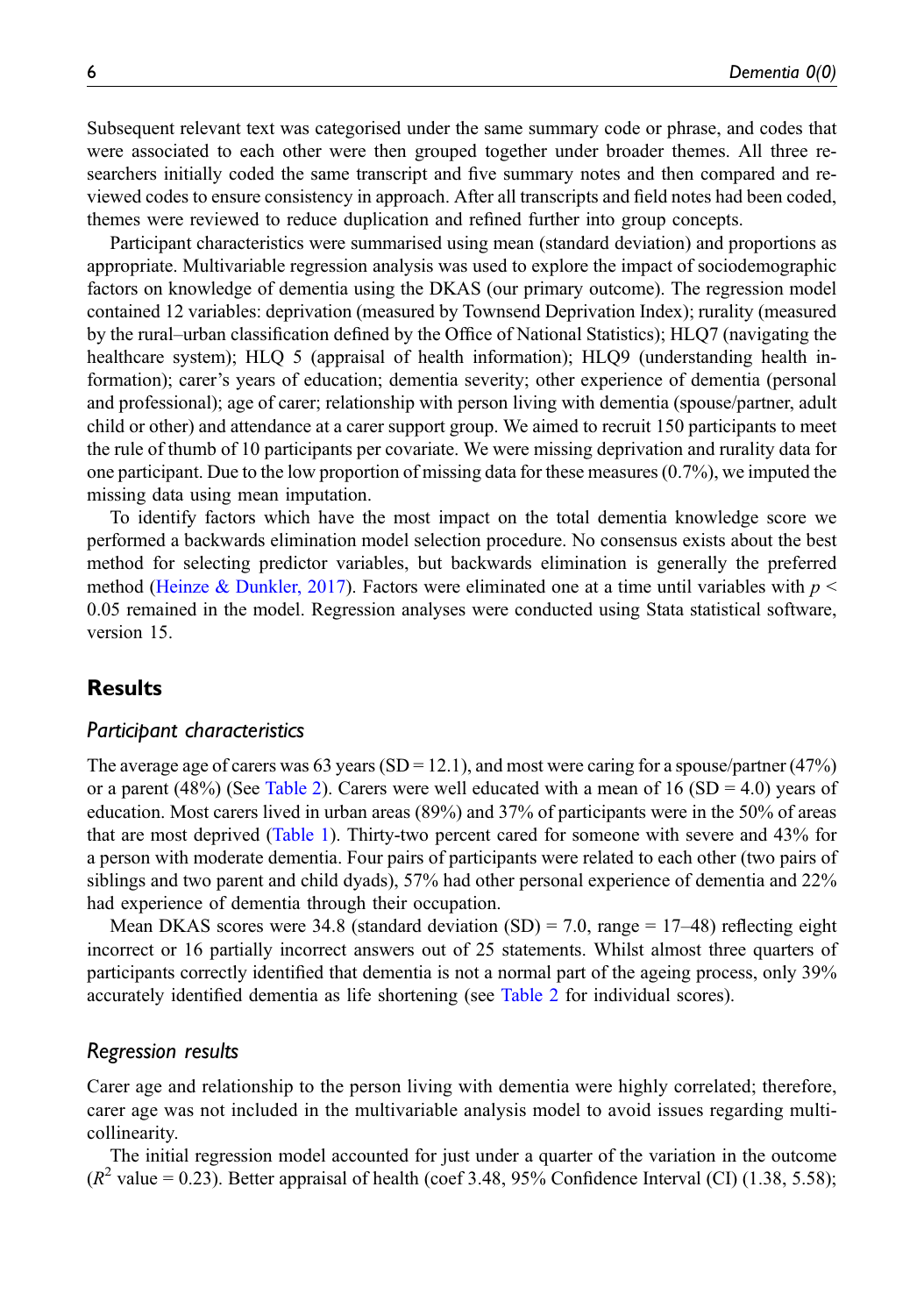Subsequent relevant text was categorised under the same summary code or phrase, and codes that were associated to each other were then grouped together under broader themes. All three researchers initially coded the same transcript and five summary notes and then compared and reviewed codes to ensure consistency in approach. After all transcripts and field notes had been coded, themes were reviewed to reduce duplication and refined further into group concepts.

Participant characteristics were summarised using mean (standard deviation) and proportions as appropriate. Multivariable regression analysis was used to explore the impact of sociodemographic factors on knowledge of dementia using the DKAS (our primary outcome). The regression model contained 12 variables: deprivation (measured by Townsend Deprivation Index); rurality (measured by the rural–urban classification defined by the Office of National Statistics); HLQ7 (navigating the healthcare system); HLQ 5 (appraisal of health information); HLQ9 (understanding health information); carer's years of education; dementia severity; other experience of dementia (personal and professional); age of carer; relationship with person living with dementia (spouse/partner, adult child or other) and attendance at a carer support group. We aimed to recruit 150 participants to meet the rule of thumb of 10 participants per covariate. We were missing deprivation and rurality data for one participant. Due to the low proportion of missing data for these measures (0.7%), we imputed the missing data using mean imputation.

To identify factors which have the most impact on the total dementia knowledge score we performed a backwards elimination model selection procedure. No consensus exists about the best method for selecting predictor variables, but backwards elimination is generally the preferred method (Heinze & Dunkler, 2017). Factors were eliminated one at a time until variables with $p < 0.05$ remained in the model. Regression analyses were conducted using Stata statistical software, version 15.

## Results

### *Participant characteristics*

The average age of carers was 63 years (SD = 12.1), and most were caring for a spouse/partner (47%) or a parent (48%) (See Table 2). Carers were well educated with a mean of 16 (SD = 4.0) years of education. Most carers lived in urban areas (89%) and 37% of participants were in the 50% of areas that are most deprived (Table 1). Thirty-two percent cared for someone with severe and 43% for a person with moderate dementia. Four pairs of participants were related to each other (two pairs of siblings and two parent and child dyads), 57% had other personal experience of dementia and 22% had experience of dementia through their occupation.

Mean DKAS scores were 34.8 (standard deviation (SD) = 7.0, range = 17–48) reflecting eight incorrect or 16 partially incorrect answers out of 25 statements. Whilst almost three quarters of participants correctly identified that dementia is not a normal part of the ageing process, only 39% accurately identified dementia as life shortening (see Table 2 for individual scores).

### *Regression results*

Carer age and relationship to the person living with dementia were highly correlated; therefore, carer age was not included in the multivariable analysis model to avoid issues regarding multicollinearity.

The initial regression model accounted for just under a quarter of the variation in the outcome ($R^2$ value = 0.23). Better appraisal of health (coef 3.48, 95% Confidence Interval (CI) (1.38, 5.58);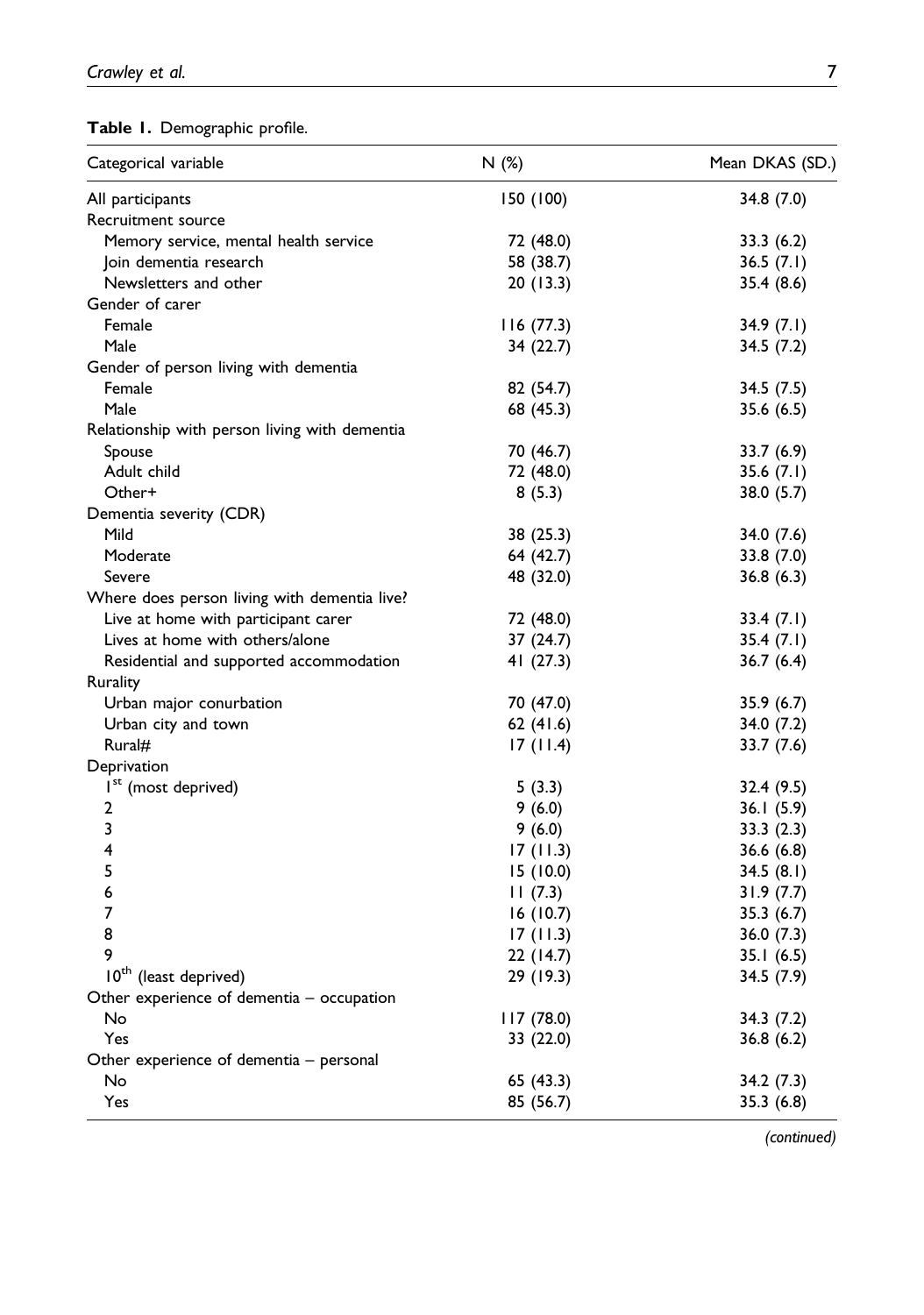**Table 1.** Demographic profile.

| Categorical variable | N (%) | Mean DKAS (SD.) |
|---|---|---|
| All participants | 150 (100) | 34.8 (7.0) |
| Recruitment source | | |
| Memory service, mental health service | 72 (48.0) | 33.3 (6.2) |
| Join dementia research | 58 (38.7) | 36.5 (7.1) |
| Newsletters and other | 20 (13.3) | 35.4 (8.6) |
| Gender of carer | | |
| Female | 116 (77.3) | 34.9 (7.1) |
| Male | 34 (22.7) | 34.5 (7.2) |
| Gender of person living with dementia | | |
| Female | 82 (54.7) | 34.5 (7.5) |
| Male | 68 (45.3) | 35.6 (6.5) |
| Relationship with person living with dementia | | |
| Spouse | 70 (46.7) | 33.7 (6.9) |
| Adult child | 72 (48.0) | 35.6 (7.1) |
| Other+ | 8 (5.3) | 38.0 (5.7) |
| Dementia severity (CDR) | | |
| Mild | 38 (25.3) | 34.0 (7.6) |
| Moderate | 64 (42.7) | 33.8 (7.0) |
| Severe | 48 (32.0) | 36.8 (6.3) |
| Where does person living with dementia live? | | |
| Live at home with participant carer | 72 (48.0) | 33.4 (7.1) |
| Lives at home with others/alone | 37 (24.7) | 35.4 (7.1) |
| Residential and supported accommodation | 41 (27.3) | 36.7 (6.4) |
| Rurality | | |
| Urban major conurbation | 70 (47.0) | 35.9 (6.7) |
| Urban city and town | 62 (41.6) | 34.0 (7.2) |
| Rural# | 17 (11.4) | 33.7 (7.6) |
| Deprivation | | |
| 1st (most deprived) | 5 (3.3) | 32.4 (9.5) |
| 2 | 9 (6.0) | 36.1 (5.9) |
| 3 | 9 (6.0) | 33.3 (2.3) |
| 4 | 17 (11.3) | 36.6 (6.8) |
| 5 | 15 (10.0) | 34.5 (8.1) |
| 6 | 11 (7.3) | 31.9 (7.7) |
| 7 | 16 (10.7) | 35.3 (6.7) |
| 8 | 17 (11.3) | 36.0 (7.3) |
| 9 | 22 (14.7) | 35.1 (6.5) |
| 10th (least deprived) | 29 (19.3) | 34.5 (7.9) |
| Other experience of dementia – occupation | | |
| No | 117 (78.0) | 34.3 (7.2) |
| Yes | 33 (22.0) | 36.8 (6.2) |
| Other experience of dementia – personal | | |
| No | 65 (43.3) | 34.2 (7.3) |
| Yes | 85 (56.7) | 35.3 (6.8) |

*(continued)*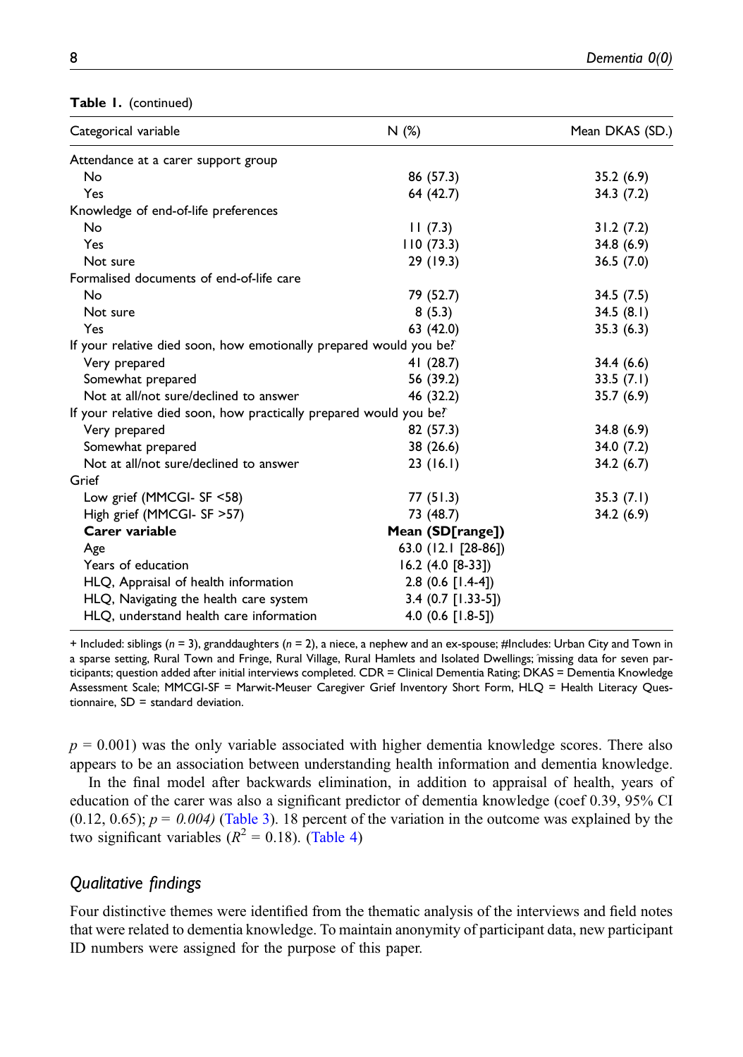**Table 1.** (continued)

| Categorical variable | N (%) | Mean DKAS (SD.) |
|---|---|---|
| Attendance at a carer support group | | |
| No | 86 (57.3) | 35.2 (6.9) |
| Yes | 64 (42.7) | 34.3 (7.2) |
| Knowledge of end-of-life preferences | | |
| No | 11 (7.3) | 31.2 (7.2) |
| Yes | 110 (73.3) | 34.8 (6.9) |
| Not sure | 29 (19.3) | 36.5 (7.0) |
| Formalised documents of end-of-life care | | |
| No | 79 (52.7) | 34.5 (7.5) |
| Not sure | 8 (5.3) | 34.5 (8.1) |
| Yes | 63 (42.0) | 35.3 (6.3) |
| If your relative died soon, how emotionally prepared would you be?^ | | |
| Very prepared | 41 (28.7) | 34.4 (6.6) |
| Somewhat prepared | 56 (39.2) | 33.5 (7.1) |
| Not at all/not sure/declined to answer | 46 (32.2) | 35.7 (6.9) |
| If your relative died soon, how practically prepared would you be?^ | | |
| Very prepared | 82 (57.3) | 34.8 (6.9) |
| Somewhat prepared | 38 (26.6) | 34.0 (7.2) |
| Not at all/not sure/declined to answer | 23 (16.1) | 34.2 (6.7) |
| Grief | | |
| Low grief (MMCGI- SF <58) | 77 (51.3) | 35.3 (7.1) |
| High grief (MMCGI- SF >57) | 73 (48.7) | 34.2 (6.9) |
| **Carer variable** | **Mean (SD[range])** | |
| Age | 63.0 (12.1 [28-86]) | |
| Years of education | 16.2 (4.0 [8-33]) | |
| HLQ, Appraisal of health information | 2.8 (0.6 [1.4-4]) | |
| HLQ, Navigating the health care system | 3.4 (0.7 [1.33-5]) | |
| HLQ, understand health care information | 4.0 (0.6 [1.8-5]) | |

+ Included: siblings ($n$ = 3), granddaughters ($n$ = 2), a niece, a nephew and an ex-spouse; #Includes: Urban City and Town in a sparse setting, Rural Town and Fringe, Rural Village, Rural Hamlets and Isolated Dwellings; ^missing data for seven participants; question added after initial interviews completed. CDR = Clinical Dementia Rating; DKAS = Dementia Knowledge Assessment Scale; MMCGI-SF = Marwit-Meuser Caregiver Grief Inventory Short Form, HLQ = Health Literacy Questionnaire, SD = standard deviation.

$p$ = 0.001) was the only variable associated with higher dementia knowledge scores. There also appears to be an association between understanding health information and dementia knowledge.

In the final model after backwards elimination, in addition to appraisal of health, years of education of the carer was also a significant predictor of dementia knowledge (coef 0.39, 95% CI (0.12, 0.65); $p$ = *0.004)* (Table 3). 18 percent of the variation in the outcome was explained by the two significant variables ($R^2$ = 0.18). (Table 4)

## Qualitative findings

Four distinctive themes were identified from the thematic analysis of the interviews and field notes that were related to dementia knowledge. To maintain anonymity of participant data, new participant ID numbers were assigned for the purpose of this paper.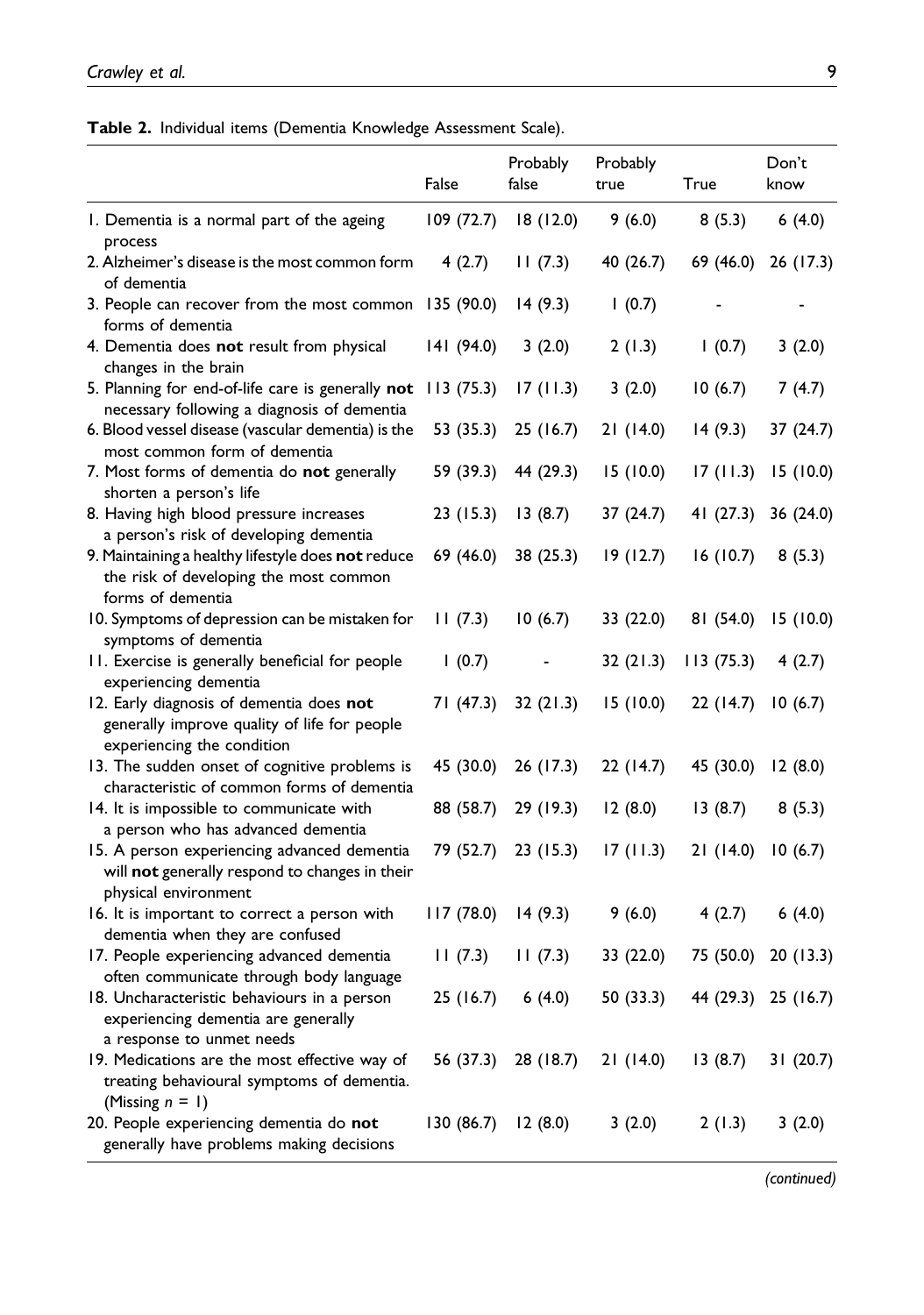**Table 2.** Individual items (Dementia Knowledge Assessment Scale).

| | False | Probably false | Probably true | True | Don't know |
|---|---|---|---|---|---|
| 1. Dementia is a normal part of the ageing process | 109 (72.7) | 18 (12.0) | 9 (6.0) | 8 (5.3) | 6 (4.0) |
| 2. Alzheimer's disease is the most common form of dementia | 4 (2.7) | 11 (7.3) | 40 (26.7) | 69 (46.0) | 26 (17.3) |
| 3. People can recover from the most common forms of dementia | 135 (90.0) | 14 (9.3) | 1 (0.7) | - | - |
| 4. Dementia does **not** result from physical changes in the brain | 141 (94.0) | 3 (2.0) | 2 (1.3) | 1 (0.7) | 3 (2.0) |
| 5. Planning for end-of-life care is generally **not** necessary following a diagnosis of dementia | 113 (75.3) | 17 (11.3) | 3 (2.0) | 10 (6.7) | 7 (4.7) |
| 6. Blood vessel disease (vascular dementia) is the most common form of dementia | 53 (35.3) | 25 (16.7) | 21 (14.0) | 14 (9.3) | 37 (24.7) |
| 7. Most forms of dementia do **not** generally shorten a person's life | 59 (39.3) | 44 (29.3) | 15 (10.0) | 17 (11.3) | 15 (10.0) |
| 8. Having high blood pressure increases a person's risk of developing dementia | 23 (15.3) | 13 (8.7) | 37 (24.7) | 41 (27.3) | 36 (24.0) |
| 9. Maintaining a healthy lifestyle does **not** reduce the risk of developing the most common forms of dementia | 69 (46.0) | 38 (25.3) | 19 (12.7) | 16 (10.7) | 8 (5.3) |
| 10. Symptoms of depression can be mistaken for symptoms of dementia | 11 (7.3) | 10 (6.7) | 33 (22.0) | 81 (54.0) | 15 (10.0) |
| 11. Exercise is generally beneficial for people experiencing dementia | 1 (0.7) | - | 32 (21.3) | 113 (75.3) | 4 (2.7) |
| 12. Early diagnosis of dementia does **not** generally improve quality of life for people experiencing the condition | 71 (47.3) | 32 (21.3) | 15 (10.0) | 22 (14.7) | 10 (6.7) |
| 13. The sudden onset of cognitive problems is characteristic of common forms of dementia | 45 (30.0) | 26 (17.3) | 22 (14.7) | 45 (30.0) | 12 (8.0) |
| 14. It is impossible to communicate with a person who has advanced dementia | 88 (58.7) | 29 (19.3) | 12 (8.0) | 13 (8.7) | 8 (5.3) |
| 15. A person experiencing advanced dementia will **not** generally respond to changes in their physical environment | 79 (52.7) | 23 (15.3) | 17 (11.3) | 21 (14.0) | 10 (6.7) |
| 16. It is important to correct a person with dementia when they are confused | 117 (78.0) | 14 (9.3) | 9 (6.0) | 4 (2.7) | 6 (4.0) |
| 17. People experiencing advanced dementia often communicate through body language | 11 (7.3) | 11 (7.3) | 33 (22.0) | 75 (50.0) | 20 (13.3) |
| 18. Uncharacteristic behaviours in a person experiencing dementia are generally a response to unmet needs | 25 (16.7) | 6 (4.0) | 50 (33.3) | 44 (29.3) | 25 (16.7) |
| 19. Medications are the most effective way of treating behavioural symptoms of dementia. (Missing $n$ = 1) | 56 (37.3) | 28 (18.7) | 21 (14.0) | 13 (8.7) | 31 (20.7) |
| 20. People experiencing dementia do **not** generally have problems making decisions | 130 (86.7) | 12 (8.0) | 3 (2.0) | 2 (1.3) | 3 (2.0) |

*(continued)*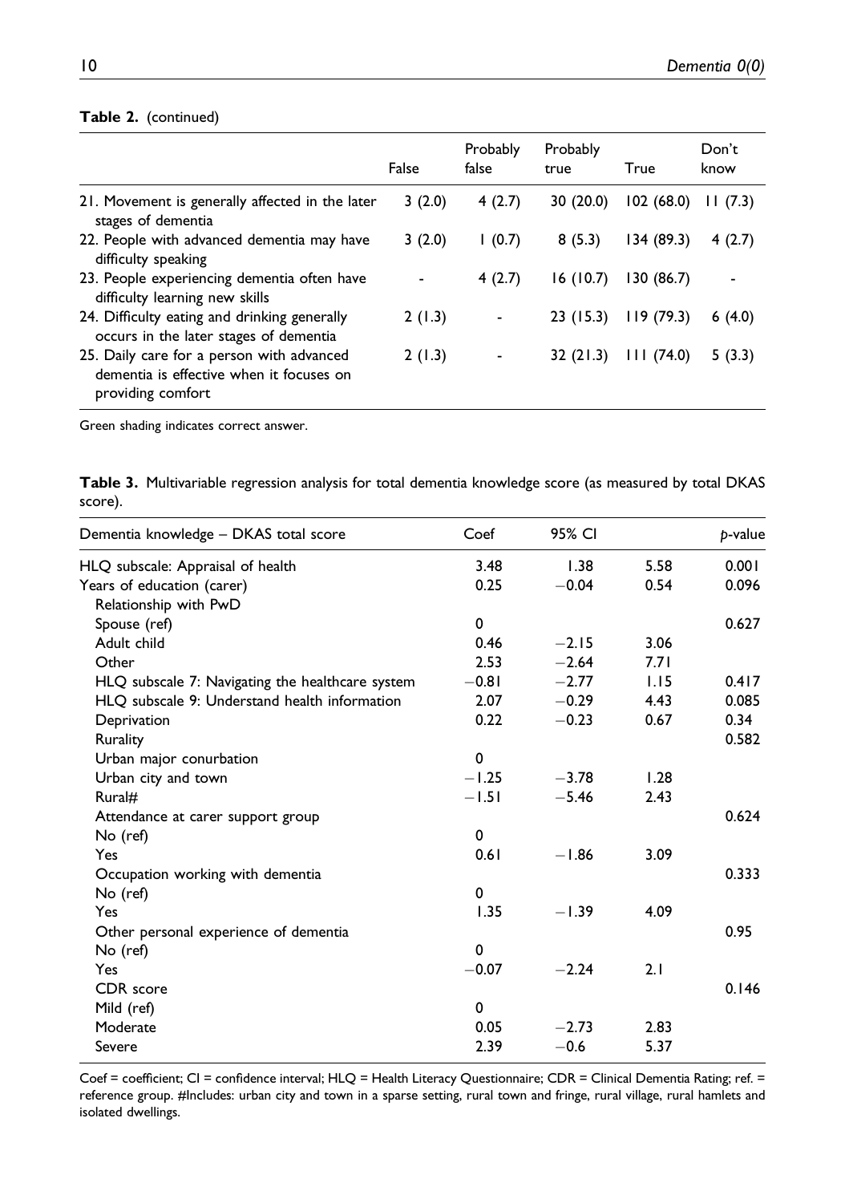**Table 2.** (continued)

| | False | Probably false | Probably true | True | Don't know |
|---|---|---|---|---|---|
| 21. Movement is generally affected in the later stages of dementia | 3 (2.0) | 4 (2.7) | 30 (20.0) | 102 (68.0) | 11 (7.3) |
| 22. People with advanced dementia may have difficulty speaking | 3 (2.0) | 1 (0.7) | 8 (5.3) | 134 (89.3) | 4 (2.7) |
| 23. People experiencing dementia often have difficulty learning new skills | - | 4 (2.7) | 16 (10.7) | 130 (86.7) | - |
| 24. Difficulty eating and drinking generally occurs in the later stages of dementia | 2 (1.3) | - | 23 (15.3) | 119 (79.3) | 6 (4.0) |
| 25. Daily care for a person with advanced dementia is effective when it focuses on providing comfort | 2 (1.3) | - | 32 (21.3) | 111 (74.0) | 5 (3.3) |

Green shading indicates correct answer.

**Table 3.** Multivariable regression analysis for total dementia knowledge score (as measured by total DKAS score).

| Dementia knowledge – DKAS total score | Coef | 95% CI | | p-value |
|---|---|---|---|---|
| HLQ subscale: Appraisal of health | 3.48 | 1.38 | 5.58 | 0.001 |
| Years of education (carer) | 0.25 | −0.04 | 0.54 | 0.096 |
| Relationship with PwD | | | | |
| Spouse (ref) | 0 | | | 0.627 |
| Adult child | 0.46 | −2.15 | 3.06 | |
| Other | 2.53 | −2.64 | 7.71 | |
| HLQ subscale 7: Navigating the healthcare system | −0.81 | −2.77 | 1.15 | 0.417 |
| HLQ subscale 9: Understand health information | 2.07 | −0.29 | 4.43 | 0.085 |
| Deprivation | 0.22 | −0.23 | 0.67 | 0.34 |
| Rurality | | | | 0.582 |
| Urban major conurbation | 0 | | | |
| Urban city and town | −1.25 | −3.78 | 1.28 | |
| Rural# | −1.51 | −5.46 | 2.43 | |
| Attendance at carer support group | | | | 0.624 |
| No (ref) | 0 | | | |
| Yes | 0.61 | −1.86 | 3.09 | |
| Occupation working with dementia | | | | 0.333 |
| No (ref) | 0 | | | |
| Yes | 1.35 | −1.39 | 4.09 | |
| Other personal experience of dementia | | | | 0.95 |
| No (ref) | 0 | | | |
| Yes | −0.07 | −2.24 | 2.1 | |
| CDR score | | | | 0.146 |
| Mild (ref) | 0 | | | |
| Moderate | 0.05 | −2.73 | 2.83 | |
| Severe | 2.39 | −0.6 | 5.37 | |

Coef = coefficient; CI = confidence interval; HLQ = Health Literacy Questionnaire; CDR = Clinical Dementia Rating; ref. = reference group. #Includes: urban city and town in a sparse setting, rural town and fringe, rural village, rural hamlets and isolated dwellings.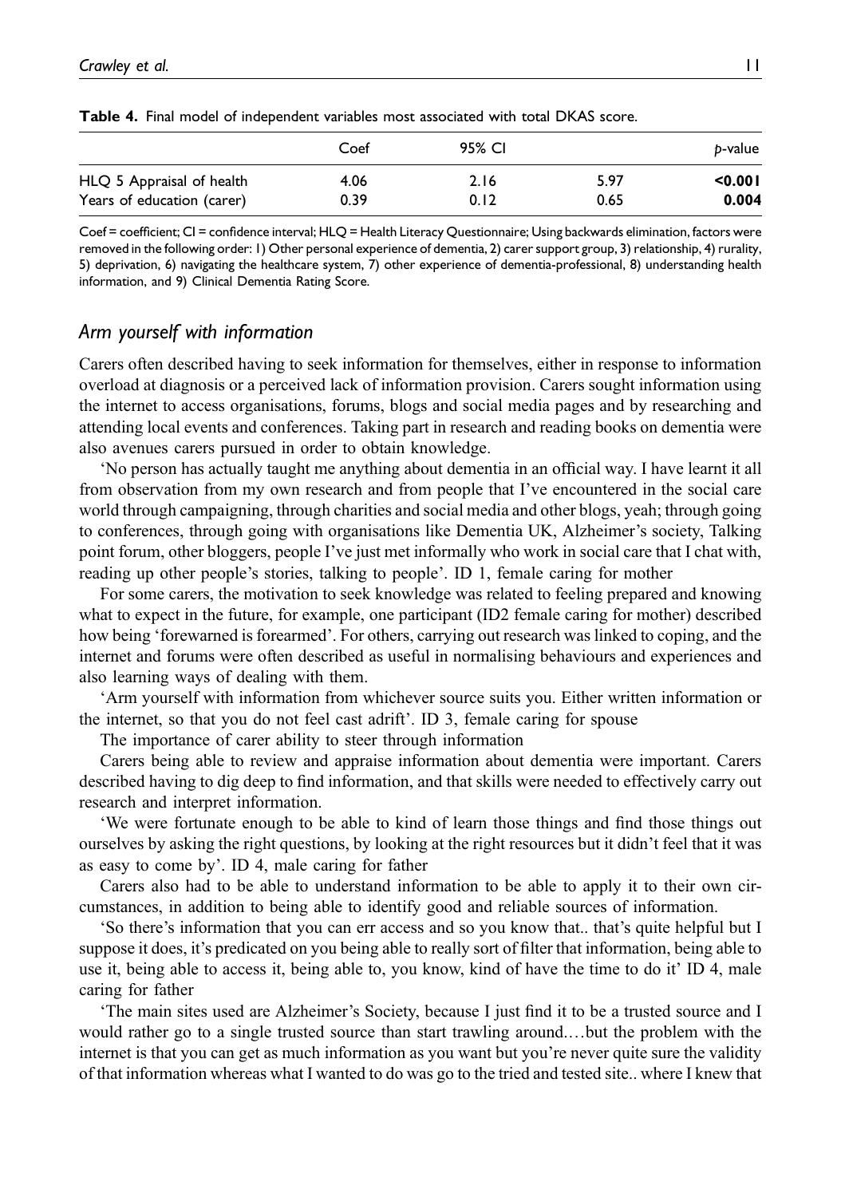**Table 4.** Final model of independent variables most associated with total DKAS score.

| | Coef | 95% CI | | *p*-value |
|---|---|---|---|---|
| HLQ 5 Appraisal of health | 4.06 | 2.16 | 5.97 | **<0.001** |
| Years of education (carer) | 0.39 | 0.12 | 0.65 | **0.004** |

Coef = coefficient; CI = confidence interval; HLQ = Health Literacy Questionnaire; Using backwards elimination, factors were removed in the following order: 1) Other personal experience of dementia, 2) carer support group, 3) relationship, 4) rurality, 5) deprivation, 6) navigating the healthcare system, 7) other experience of dementia-professional, 8) understanding health information, and 9) Clinical Dementia Rating Score.

### *Arm yourself with information*

Carers often described having to seek information for themselves, either in response to information overload at diagnosis or a perceived lack of information provision. Carers sought information using the internet to access organisations, forums, blogs and social media pages and by researching and attending local events and conferences. Taking part in research and reading books on dementia were also avenues carers pursued in order to obtain knowledge.

'No person has actually taught me anything about dementia in an official way. I have learnt it all from observation from my own research and from people that I've encountered in the social care world through campaigning, through charities and social media and other blogs, yeah; through going to conferences, through going with organisations like Dementia UK, Alzheimer's society, Talking point forum, other bloggers, people I've just met informally who work in social care that I chat with, reading up other people's stories, talking to people'. ID 1, female caring for mother

For some carers, the motivation to seek knowledge was related to feeling prepared and knowing what to expect in the future, for example, one participant (ID2 female caring for mother) described how being 'forewarned is forearmed'. For others, carrying out research was linked to coping, and the internet and forums were often described as useful in normalising behaviours and experiences and also learning ways of dealing with them.

'Arm yourself with information from whichever source suits you. Either written information or the internet, so that you do not feel cast adrift'. ID 3, female caring for spouse

The importance of carer ability to steer through information

Carers being able to review and appraise information about dementia were important. Carers described having to dig deep to find information, and that skills were needed to effectively carry out research and interpret information.

'We were fortunate enough to be able to kind of learn those things and find those things out ourselves by asking the right questions, by looking at the right resources but it didn't feel that it was as easy to come by'. ID 4, male caring for father

Carers also had to be able to understand information to be able to apply it to their own circumstances, in addition to being able to identify good and reliable sources of information.

'So there's information that you can err access and so you know that.. that's quite helpful but I suppose it does, it's predicated on you being able to really sort of filter that information, being able to use it, being able to access it, being able to, you know, kind of have the time to do it' ID 4, male caring for father

'The main sites used are Alzheimer's Society, because I just find it to be a trusted source and I would rather go to a single trusted source than start trawling around….but the problem with the internet is that you can get as much information as you want but you're never quite sure the validity of that information whereas what I wanted to do was go to the tried and tested site.. where I knew that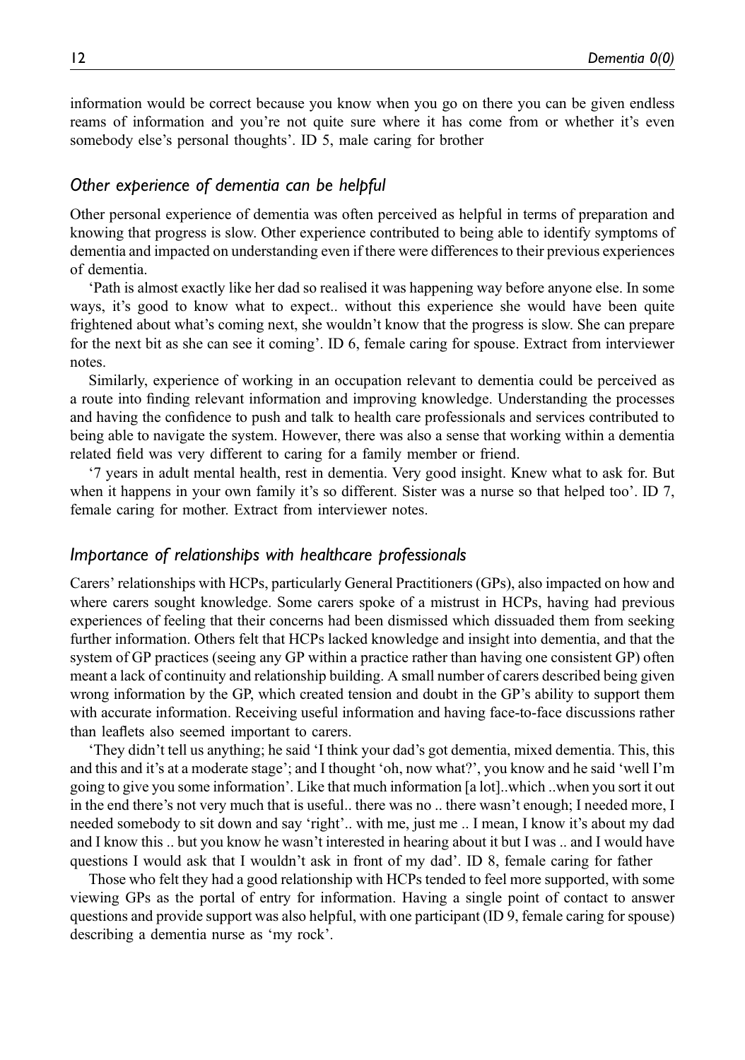information would be correct because you know when you go on there you can be given endless reams of information and you're not quite sure where it has come from or whether it's even somebody else's personal thoughts'. ID 5, male caring for brother

### *Other experience of dementia can be helpful*

Other personal experience of dementia was often perceived as helpful in terms of preparation and knowing that progress is slow. Other experience contributed to being able to identify symptoms of dementia and impacted on understanding even if there were differences to their previous experiences of dementia.

'Path is almost exactly like her dad so realised it was happening way before anyone else. In some ways, it's good to know what to expect.. without this experience she would have been quite frightened about what's coming next, she wouldn't know that the progress is slow. She can prepare for the next bit as she can see it coming'. ID 6, female caring for spouse. Extract from interviewer notes.

Similarly, experience of working in an occupation relevant to dementia could be perceived as a route into finding relevant information and improving knowledge. Understanding the processes and having the confidence to push and talk to health care professionals and services contributed to being able to navigate the system. However, there was also a sense that working within a dementia related field was very different to caring for a family member or friend.

'7 years in adult mental health, rest in dementia. Very good insight. Knew what to ask for. But when it happens in your own family it's so different. Sister was a nurse so that helped too'. ID 7, female caring for mother. Extract from interviewer notes.

### *Importance of relationships with healthcare professionals*

Carers' relationships with HCPs, particularly General Practitioners (GPs), also impacted on how and where carers sought knowledge. Some carers spoke of a mistrust in HCPs, having had previous experiences of feeling that their concerns had been dismissed which dissuaded them from seeking further information. Others felt that HCPs lacked knowledge and insight into dementia, and that the system of GP practices (seeing any GP within a practice rather than having one consistent GP) often meant a lack of continuity and relationship building. A small number of carers described being given wrong information by the GP, which created tension and doubt in the GP's ability to support them with accurate information. Receiving useful information and having face-to-face discussions rather than leaflets also seemed important to carers.

'They didn't tell us anything; he said 'I think your dad's got dementia, mixed dementia. This, this and this and it's at a moderate stage'; and I thought 'oh, now what?', you know and he said 'well I'm going to give you some information'. Like that much information [a lot]..which ..when you sort it out in the end there's not very much that is useful.. there was no .. there wasn't enough; I needed more, I needed somebody to sit down and say 'right'.. with me, just me .. I mean, I know it's about my dad and I know this .. but you know he wasn't interested in hearing about it but I was .. and I would have questions I would ask that I wouldn't ask in front of my dad'. ID 8, female caring for father

Those who felt they had a good relationship with HCPs tended to feel more supported, with some viewing GPs as the portal of entry for information. Having a single point of contact to answer questions and provide support was also helpful, with one participant (ID 9, female caring for spouse) describing a dementia nurse as 'my rock'.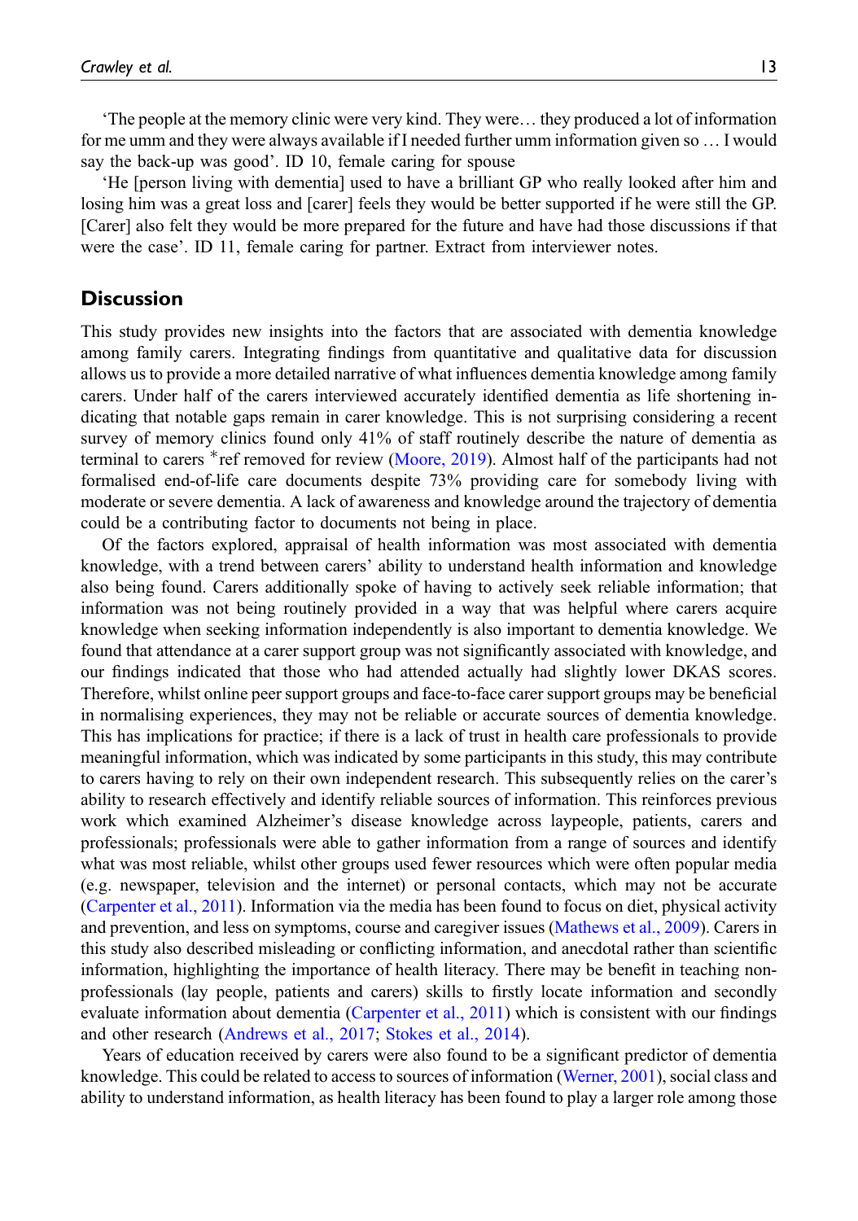'The people at the memory clinic were very kind. They were… they produced a lot of information for me umm and they were always available if I needed further umm information given so … I would say the back-up was good'. ID 10, female caring for spouse

'He [person living with dementia] used to have a brilliant GP who really looked after him and losing him was a great loss and [carer] feels they would be better supported if he were still the GP. [Carer] also felt they would be more prepared for the future and have had those discussions if that were the case'. ID 11, female caring for partner. Extract from interviewer notes.

## Discussion

This study provides new insights into the factors that are associated with dementia knowledge among family carers. Integrating findings from quantitative and qualitative data for discussion allows us to provide a more detailed narrative of what influences dementia knowledge among family carers. Under half of the carers interviewed accurately identified dementia as life shortening indicating that notable gaps remain in carer knowledge. This is not surprising considering a recent survey of memory clinics found only 41% of staff routinely describe the nature of dementia as terminal to carers *ref removed for review (Moore, 2019). Almost half of the participants had not formalised end-of-life care documents despite 73% providing care for somebody living with moderate or severe dementia. A lack of awareness and knowledge around the trajectory of dementia could be a contributing factor to documents not being in place.

Of the factors explored, appraisal of health information was most associated with dementia knowledge, with a trend between carers' ability to understand health information and knowledge also being found. Carers additionally spoke of having to actively seek reliable information; that information was not being routinely provided in a way that was helpful where carers acquire knowledge when seeking information independently is also important to dementia knowledge. We found that attendance at a carer support group was not significantly associated with knowledge, and our findings indicated that those who had attended actually had slightly lower DKAS scores. Therefore, whilst online peer support groups and face-to-face carer support groups may be beneficial in normalising experiences, they may not be reliable or accurate sources of dementia knowledge. This has implications for practice; if there is a lack of trust in health care professionals to provide meaningful information, which was indicated by some participants in this study, this may contribute to carers having to rely on their own independent research. This subsequently relies on the carer's ability to research effectively and identify reliable sources of information. This reinforces previous work which examined Alzheimer's disease knowledge across laypeople, patients, carers and professionals; professionals were able to gather information from a range of sources and identify what was most reliable, whilst other groups used fewer resources which were often popular media (e.g. newspaper, television and the internet) or personal contacts, which may not be accurate (Carpenter et al., 2011). Information via the media has been found to focus on diet, physical activity and prevention, and less on symptoms, course and caregiver issues (Mathews et al., 2009). Carers in this study also described misleading or conflicting information, and anecdotal rather than scientific information, highlighting the importance of health literacy. There may be benefit in teaching non-professionals (lay people, patients and carers) skills to firstly locate information and secondly evaluate information about dementia (Carpenter et al., 2011) which is consistent with our findings and other research (Andrews et al., 2017; Stokes et al., 2014).

Years of education received by carers were also found to be a significant predictor of dementia knowledge. This could be related to access to sources of information (Werner, 2001), social class and ability to understand information, as health literacy has been found to play a larger role among those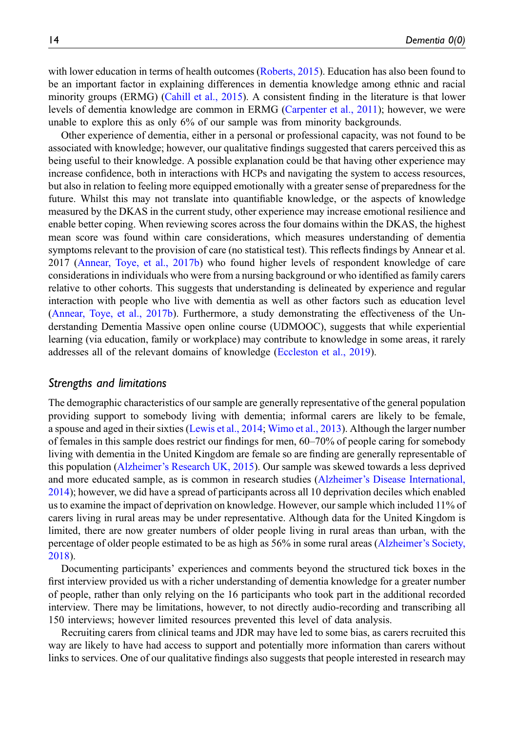with lower education in terms of health outcomes (Roberts, 2015). Education has also been found to be an important factor in explaining differences in dementia knowledge among ethnic and racial minority groups (ERMG) (Cahill et al., 2015). A consistent finding in the literature is that lower levels of dementia knowledge are common in ERMG (Carpenter et al., 2011); however, we were unable to explore this as only 6% of our sample was from minority backgrounds.

Other experience of dementia, either in a personal or professional capacity, was not found to be associated with knowledge; however, our qualitative findings suggested that carers perceived this as being useful to their knowledge. A possible explanation could be that having other experience may increase confidence, both in interactions with HCPs and navigating the system to access resources, but also in relation to feeling more equipped emotionally with a greater sense of preparedness for the future. Whilst this may not translate into quantifiable knowledge, or the aspects of knowledge measured by the DKAS in the current study, other experience may increase emotional resilience and enable better coping. When reviewing scores across the four domains within the DKAS, the highest mean score was found within care considerations, which measures understanding of dementia symptoms relevant to the provision of care (no statistical test). This reflects findings by Annear et al. 2017 (Annear, Toye, et al., 2017b) who found higher levels of respondent knowledge of care considerations in individuals who were from a nursing background or who identified as family carers relative to other cohorts. This suggests that understanding is delineated by experience and regular interaction with people who live with dementia as well as other factors such as education level (Annear, Toye, et al., 2017b). Furthermore, a study demonstrating the effectiveness of the Understanding Dementia Massive open online course (UDMOOC), suggests that while experiential learning (via education, family or workplace) may contribute to knowledge in some areas, it rarely addresses all of the relevant domains of knowledge (Eccleston et al., 2019).

### *Strengths and limitations*

The demographic characteristics of our sample are generally representative of the general population providing support to somebody living with dementia; informal carers are likely to be female, a spouse and aged in their sixties (Lewis et al., 2014; Wimo et al., 2013). Although the larger number of females in this sample does restrict our findings for men, 60–70% of people caring for somebody living with dementia in the United Kingdom are female so are finding are generally representable of this population (Alzheimer's Research UK, 2015). Our sample was skewed towards a less deprived and more educated sample, as is common in research studies (Alzheimer's Disease International, 2014); however, we did have a spread of participants across all 10 deprivation deciles which enabled us to examine the impact of deprivation on knowledge. However, our sample which included 11% of carers living in rural areas may be under representative. Although data for the United Kingdom is limited, there are now greater numbers of older people living in rural areas than urban, with the percentage of older people estimated to be as high as 56% in some rural areas (Alzheimer's Society, 2018).

Documenting participants' experiences and comments beyond the structured tick boxes in the first interview provided us with a richer understanding of dementia knowledge for a greater number of people, rather than only relying on the 16 participants who took part in the additional recorded interview. There may be limitations, however, to not directly audio-recording and transcribing all 150 interviews; however limited resources prevented this level of data analysis.

Recruiting carers from clinical teams and JDR may have led to some bias, as carers recruited this way are likely to have had access to support and potentially more information than carers without links to services. One of our qualitative findings also suggests that people interested in research may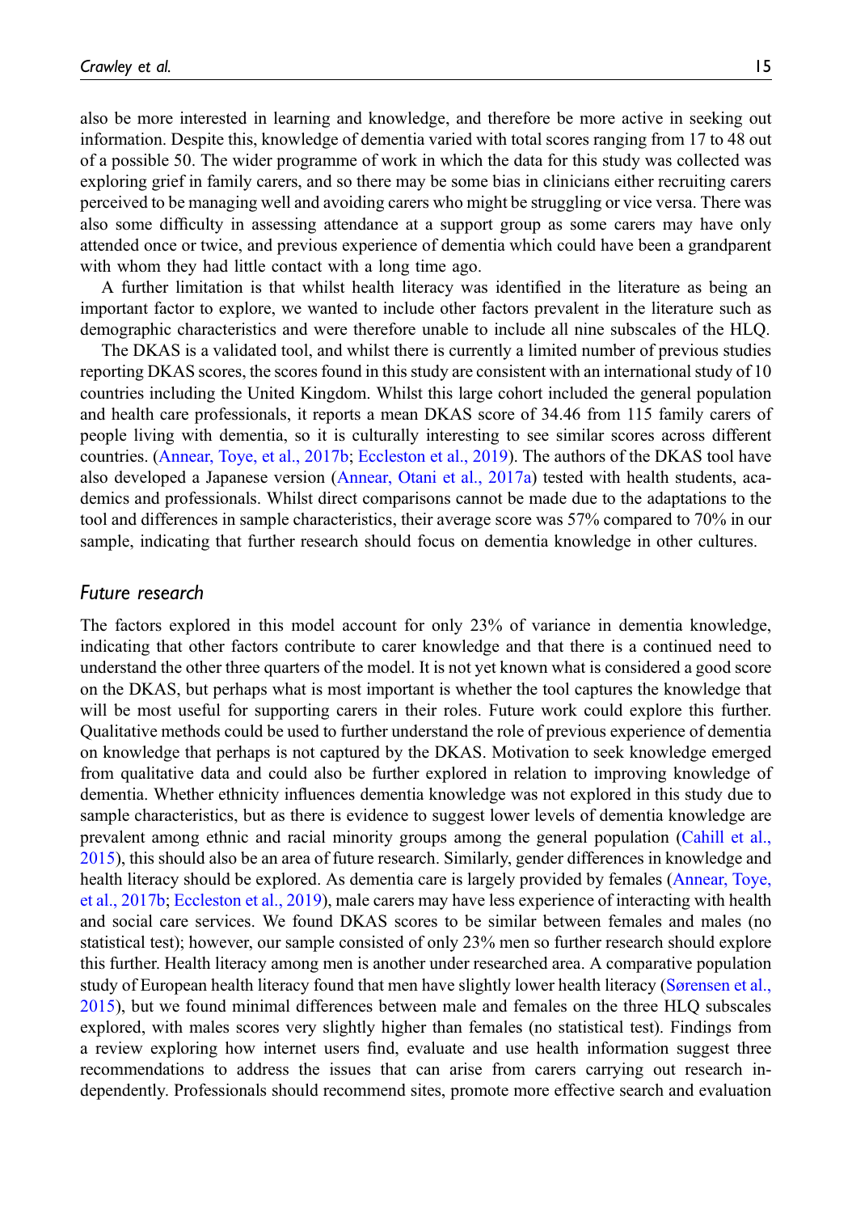also be more interested in learning and knowledge, and therefore be more active in seeking out information. Despite this, knowledge of dementia varied with total scores ranging from 17 to 48 out of a possible 50. The wider programme of work in which the data for this study was collected was exploring grief in family carers, and so there may be some bias in clinicians either recruiting carers perceived to be managing well and avoiding carers who might be struggling or vice versa. There was also some difficulty in assessing attendance at a support group as some carers may have only attended once or twice, and previous experience of dementia which could have been a grandparent with whom they had little contact with a long time ago.

A further limitation is that whilst health literacy was identified in the literature as being an important factor to explore, we wanted to include other factors prevalent in the literature such as demographic characteristics and were therefore unable to include all nine subscales of the HLQ.

The DKAS is a validated tool, and whilst there is currently a limited number of previous studies reporting DKAS scores, the scores found in this study are consistent with an international study of 10 countries including the United Kingdom. Whilst this large cohort included the general population and health care professionals, it reports a mean DKAS score of 34.46 from 115 family carers of people living with dementia, so it is culturally interesting to see similar scores across different countries. (Annear, Toye, et al., 2017b; Eccleston et al., 2019). The authors of the DKAS tool have also developed a Japanese version (Annear, Otani et al., 2017a) tested with health students, academics and professionals. Whilst direct comparisons cannot be made due to the adaptations to the tool and differences in sample characteristics, their average score was 57% compared to 70% in our sample, indicating that further research should focus on dementia knowledge in other cultures.

### *Future research*

The factors explored in this model account for only 23% of variance in dementia knowledge, indicating that other factors contribute to carer knowledge and that there is a continued need to understand the other three quarters of the model. It is not yet known what is considered a good score on the DKAS, but perhaps what is most important is whether the tool captures the knowledge that will be most useful for supporting carers in their roles. Future work could explore this further. Qualitative methods could be used to further understand the role of previous experience of dementia on knowledge that perhaps is not captured by the DKAS. Motivation to seek knowledge emerged from qualitative data and could also be further explored in relation to improving knowledge of dementia. Whether ethnicity influences dementia knowledge was not explored in this study due to sample characteristics, but as there is evidence to suggest lower levels of dementia knowledge are prevalent among ethnic and racial minority groups among the general population (Cahill et al., 2015), this should also be an area of future research. Similarly, gender differences in knowledge and health literacy should be explored. As dementia care is largely provided by females (Annear, Toye, et al., 2017b; Eccleston et al., 2019), male carers may have less experience of interacting with health and social care services. We found DKAS scores to be similar between females and males (no statistical test); however, our sample consisted of only 23% men so further research should explore this further. Health literacy among men is another under researched area. A comparative population study of European health literacy found that men have slightly lower health literacy (Sørensen et al., 2015), but we found minimal differences between male and females on the three HLQ subscales explored, with males scores very slightly higher than females (no statistical test). Findings from a review exploring how internet users find, evaluate and use health information suggest three recommendations to address the issues that can arise from carers carrying out research independently. Professionals should recommend sites, promote more effective search and evaluation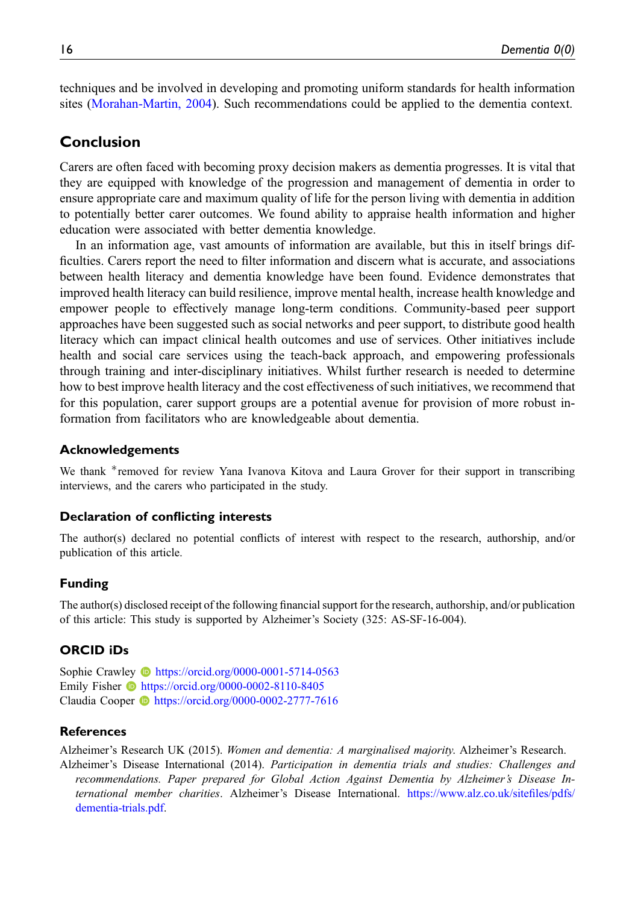techniques and be involved in developing and promoting uniform standards for health information sites (Morahan-Martin, 2004). Such recommendations could be applied to the dementia context.

## Conclusion

Carers are often faced with becoming proxy decision makers as dementia progresses. It is vital that they are equipped with knowledge of the progression and management of dementia in order to ensure appropriate care and maximum quality of life for the person living with dementia in addition to potentially better carer outcomes. We found ability to appraise health information and higher education were associated with better dementia knowledge.

In an information age, vast amounts of information are available, but this in itself brings difficulties. Carers report the need to filter information and discern what is accurate, and associations between health literacy and dementia knowledge have been found. Evidence demonstrates that improved health literacy can build resilience, improve mental health, increase health knowledge and empower people to effectively manage long-term conditions. Community-based peer support approaches have been suggested such as social networks and peer support, to distribute good health literacy which can impact clinical health outcomes and use of services. Other initiatives include health and social care services using the teach-back approach, and empowering professionals through training and inter-disciplinary initiatives. Whilst further research is needed to determine how to best improve health literacy and the cost effectiveness of such initiatives, we recommend that for this population, carer support groups are a potential avenue for provision of more robust information from facilitators who are knowledgeable about dementia.

### Acknowledgements

We thank *removed for review Yana Ivanova Kitova and Laura Grover for their support in transcribing interviews, and the carers who participated in the study.

### Declaration of conflicting interests

The author(s) declared no potential conflicts of interest with respect to the research, authorship, and/or publication of this article.

### Funding

The author(s) disclosed receipt of the following financial support for the research, authorship, and/or publication of this article: This study is supported by Alzheimer's Society (325: AS-SF-16-004).

### ORCID iDs

Sophie Crawley https://orcid.org/0000-0001-5714-0563
Emily Fisher https://orcid.org/0000-0002-8110-8405
Claudia Cooper https://orcid.org/0000-0002-2777-7616

### References

Alzheimer's Research UK (2015). *Women and dementia: A marginalised majority.* Alzheimer's Research.

Alzheimer's Disease International (2014). *Participation in dementia trials and studies: Challenges and recommendations. Paper prepared for Global Action Against Dementia by Alzheimer's Disease International member charities*. Alzheimer's Disease International. https://www.alz.co.uk/sitefiles/pdfs/dementia-trials.pdf.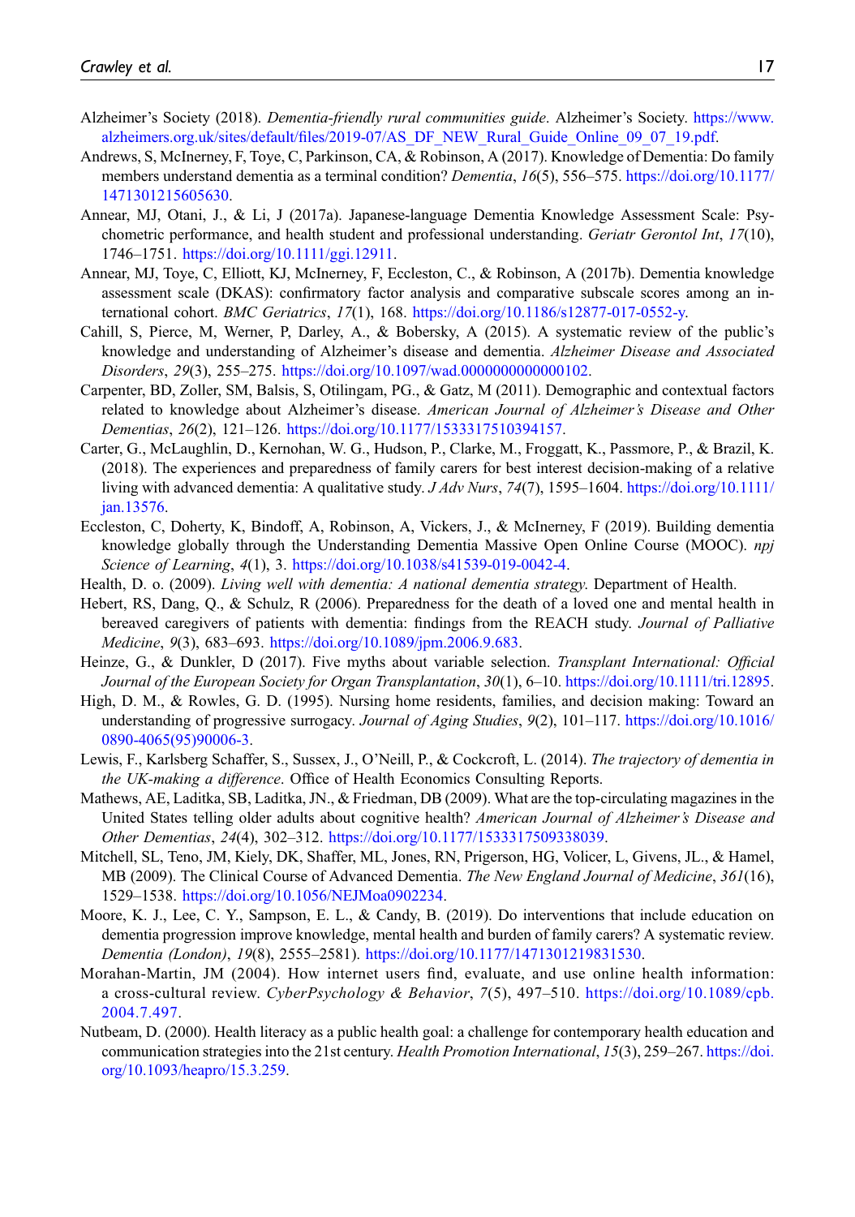Alzheimer's Society (2018). *Dementia-friendly rural communities guide*. Alzheimer's Society. https://www.alzheimers.org.uk/sites/default/files/2019-07/AS_DF_NEW_Rural_Guide_Online_09_07_19.pdf.

Andrews, S, McInerney, F, Toye, C, Parkinson, CA, & Robinson, A (2017). Knowledge of Dementia: Do family members understand dementia as a terminal condition? *Dementia*, *16*(5), 556–575. https://doi.org/10.1177/1471301215605630.

Annear, MJ, Otani, J., & Li, J (2017a). Japanese-language Dementia Knowledge Assessment Scale: Psychometric performance, and health student and professional understanding. *Geriatr Gerontol Int*, *17*(10), 1746–1751. https://doi.org/10.1111/ggi.12911.

Annear, MJ, Toye, C, Elliott, KJ, McInerney, F, Eccleston, C., & Robinson, A (2017b). Dementia knowledge assessment scale (DKAS): confirmatory factor analysis and comparative subscale scores among an international cohort. *BMC Geriatrics*, *17*(1), 168. https://doi.org/10.1186/s12877-017-0552-y.

Cahill, S, Pierce, M, Werner, P, Darley, A., & Bobersky, A (2015). A systematic review of the public's knowledge and understanding of Alzheimer's disease and dementia. *Alzheimer Disease and Associated Disorders*, *29*(3), 255–275. https://doi.org/10.1097/wad.0000000000000102.

Carpenter, BD, Zoller, SM, Balsis, S, Otilingam, PG., & Gatz, M (2011). Demographic and contextual factors related to knowledge about Alzheimer's disease. *American Journal of Alzheimer's Disease and Other Dementias*, *26*(2), 121–126. https://doi.org/10.1177/1533317510394157.

Carter, G., McLaughlin, D., Kernohan, W. G., Hudson, P., Clarke, M., Froggatt, K., Passmore, P., & Brazil, K. (2018). The experiences and preparedness of family carers for best interest decision-making of a relative living with advanced dementia: A qualitative study. *J Adv Nurs*, *74*(7), 1595–1604. https://doi.org/10.1111/jan.13576.

Eccleston, C, Doherty, K, Bindoff, A, Robinson, A, Vickers, J., & McInerney, F (2019). Building dementia knowledge globally through the Understanding Dementia Massive Open Online Course (MOOC). *npj Science of Learning*, *4*(1), 3. https://doi.org/10.1038/s41539-019-0042-4.

Health, D. o. (2009). *Living well with dementia: A national dementia strategy*. Department of Health.

Hebert, RS, Dang, Q., & Schulz, R (2006). Preparedness for the death of a loved one and mental health in bereaved caregivers of patients with dementia: findings from the REACH study. *Journal of Palliative Medicine*, *9*(3), 683–693. https://doi.org/10.1089/jpm.2006.9.683.

Heinze, G., & Dunkler, D (2017). Five myths about variable selection. *Transplant International: Official Journal of the European Society for Organ Transplantation*, *30*(1), 6–10. https://doi.org/10.1111/tri.12895.

High, D. M., & Rowles, G. D. (1995). Nursing home residents, families, and decision making: Toward an understanding of progressive surrogacy. *Journal of Aging Studies*, *9*(2), 101–117. https://doi.org/10.1016/0890-4065(95)90006-3.

Lewis, F., Karlsberg Schaffer, S., Sussex, J., O'Neill, P., & Cockcroft, L. (2014). *The trajectory of dementia in the UK-making a difference*. Office of Health Economics Consulting Reports.

Mathews, AE, Laditka, SB, Laditka, JN., & Friedman, DB (2009). What are the top-circulating magazines in the United States telling older adults about cognitive health? *American Journal of Alzheimer's Disease and Other Dementias*, *24*(4), 302–312. https://doi.org/10.1177/1533317509338039.

Mitchell, SL, Teno, JM, Kiely, DK, Shaffer, ML, Jones, RN, Prigerson, HG, Volicer, L, Givens, JL., & Hamel, MB (2009). The Clinical Course of Advanced Dementia. *The New England Journal of Medicine*, *361*(16), 1529–1538. https://doi.org/10.1056/NEJMoa0902234.

Moore, K. J., Lee, C. Y., Sampson, E. L., & Candy, B. (2019). Do interventions that include education on dementia progression improve knowledge, mental health and burden of family carers? A systematic review. *Dementia (London)*, *19*(8), 2555–2581). https://doi.org/10.1177/1471301219831530.

Morahan-Martin, JM (2004). How internet users find, evaluate, and use online health information: a cross-cultural review. *CyberPsychology & Behavior*, *7*(5), 497–510. https://doi.org/10.1089/cpb.2004.7.497.

Nutbeam, D. (2000). Health literacy as a public health goal: a challenge for contemporary health education and communication strategies into the 21st century. *Health Promotion International*, *15*(3), 259–267. https://doi.org/10.1093/heapro/15.3.259.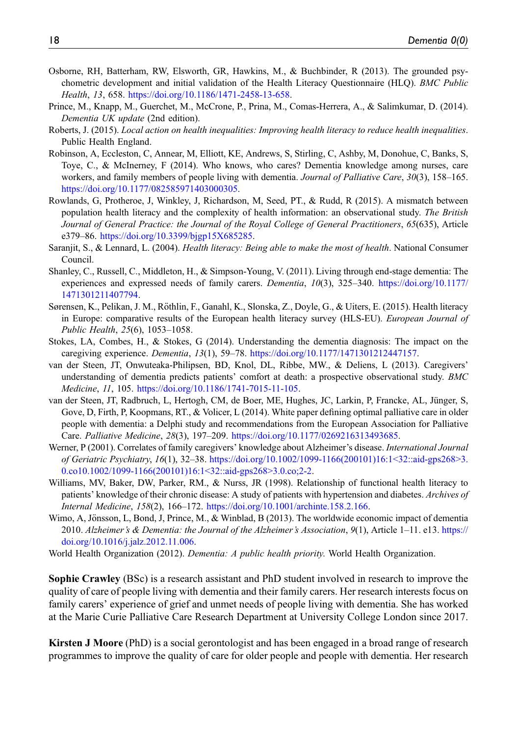Osborne, RH, Batterham, RW, Elsworth, GR, Hawkins, M., & Buchbinder, R (2013). The grounded psychometric development and initial validation of the Health Literacy Questionnaire (HLQ). *BMC Public Health*, *13*, 658. https://doi.org/10.1186/1471-2458-13-658.

Prince, M., Knapp, M., Guerchet, M., McCrone, P., Prina, M., Comas-Herrera, A., & Salimkumar, D. (2014). *Dementia UK update* (2nd edition).

Roberts, J. (2015). *Local action on health inequalities: Improving health literacy to reduce health inequalities*. Public Health England.

Robinson, A, Eccleston, C, Annear, M, Elliott, KE, Andrews, S, Stirling, C, Ashby, M, Donohue, C, Banks, S, Toye, C., & McInerney, F (2014). Who knows, who cares? Dementia knowledge among nurses, care workers, and family members of people living with dementia. *Journal of Palliative Care*, *30*(3), 158–165. https://doi.org/10.1177/082585971403000305.

Rowlands, G, Protheroe, J, Winkley, J, Richardson, M, Seed, PT., & Rudd, R (2015). A mismatch between population health literacy and the complexity of health information: an observational study. *The British Journal of General Practice: the Journal of the Royal College of General Practitioners*, *65*(635), Article e379–86. https://doi.org/10.3399/bjgp15X685285.

Saranjit, S., & Lennard, L. (2004). *Health literacy: Being able to make the most of health*. National Consumer Council.

Shanley, C., Russell, C., Middleton, H., & Simpson-Young, V. (2011). Living through end-stage dementia: The experiences and expressed needs of family carers. *Dementia*, *10*(3), 325–340. https://doi.org/10.1177/1471301211407794.

Sørensen, K., Pelikan, J. M., Röthlin, F., Ganahl, K., Slonska, Z., Doyle, G., & Uiters, E. (2015). Health literacy in Europe: comparative results of the European health literacy survey (HLS-EU). *European Journal of Public Health*, *25*(6), 1053–1058.

Stokes, LA, Combes, H., & Stokes, G (2014). Understanding the dementia diagnosis: The impact on the caregiving experience. *Dementia*, *13*(1), 59–78. https://doi.org/10.1177/1471301212447157.

van der Steen, JT, Onwuteaka-Philipsen, BD, Knol, DL, Ribbe, MW., & Deliens, L (2013). Caregivers' understanding of dementia predicts patients' comfort at death: a prospective observational study. *BMC Medicine*, *11*, 105. https://doi.org/10.1186/1741-7015-11-105.

van der Steen, JT, Radbruch, L, Hertogh, CM, de Boer, ME, Hughes, JC, Larkin, P, Francke, AL, Jünger, S, Gove, D, Firth, P, Koopmans, RT., & Volicer, L (2014). White paper defining optimal palliative care in older people with dementia: a Delphi study and recommendations from the European Association for Palliative Care. *Palliative Medicine*, *28*(3), 197–209. https://doi.org/10.1177/0269216313493685.

Werner, P (2001). Correlates of family caregivers' knowledge about Alzheimer's disease. *International Journal of Geriatric Psychiatry*, *16*(1), 32–38. https://doi.org/10.1002/1099-1166(200101)16:1<32::aid-gps268>3.0.co10.1002/1099-1166(200101)16:1<32::aid-gps268>3.0.co;2-2.

Williams, MV, Baker, DW, Parker, RM., & Nurss, JR (1998). Relationship of functional health literacy to patients' knowledge of their chronic disease: A study of patients with hypertension and diabetes. *Archives of Internal Medicine*, *158*(2), 166–172. https://doi.org/10.1001/archinte.158.2.166.

Wimo, A, Jönsson, L, Bond, J, Prince, M., & Winblad, B (2013). The worldwide economic impact of dementia 2010. *Alzheimer's & Dementia: the Journal of the Alzheimer's Association*, *9*(1), Article 1–11. e13. https://doi.org/10.1016/j.jalz.2012.11.006.

World Health Organization (2012). *Dementia: A public health priority*. World Health Organization.

**Sophie Crawley** (BSc) is a research assistant and PhD student involved in research to improve the quality of care of people living with dementia and their family carers. Her research interests focus on family carers' experience of grief and unmet needs of people living with dementia. She has worked at the Marie Curie Palliative Care Research Department at University College London since 2017.

**Kirsten J Moore** (PhD) is a social gerontologist and has been engaged in a broad range of research programmes to improve the quality of care for older people and people with dementia. Her research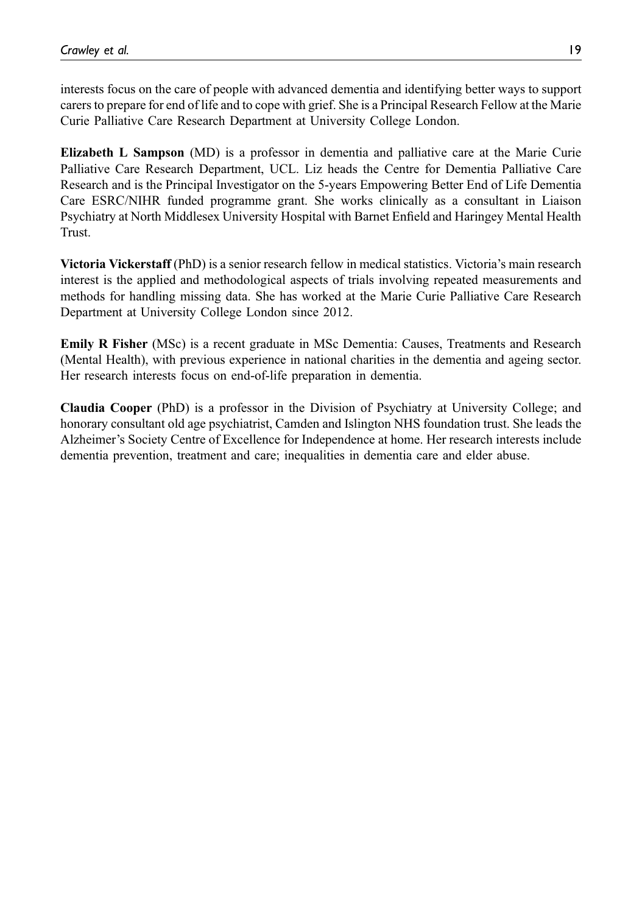interests focus on the care of people with advanced dementia and identifying better ways to support carers to prepare for end of life and to cope with grief. She is a Principal Research Fellow at the Marie Curie Palliative Care Research Department at University College London.

**Elizabeth L Sampson** (MD) is a professor in dementia and palliative care at the Marie Curie Palliative Care Research Department, UCL. Liz heads the Centre for Dementia Palliative Care Research and is the Principal Investigator on the 5-years Empowering Better End of Life Dementia Care ESRC/NIHR funded programme grant. She works clinically as a consultant in Liaison Psychiatry at North Middlesex University Hospital with Barnet Enfield and Haringey Mental Health Trust.

**Victoria Vickerstaff** (PhD) is a senior research fellow in medical statistics. Victoria's main research interest is the applied and methodological aspects of trials involving repeated measurements and methods for handling missing data. She has worked at the Marie Curie Palliative Care Research Department at University College London since 2012.

**Emily R Fisher** (MSc) is a recent graduate in MSc Dementia: Causes, Treatments and Research (Mental Health), with previous experience in national charities in the dementia and ageing sector. Her research interests focus on end-of-life preparation in dementia.

**Claudia Cooper** (PhD) is a professor in the Division of Psychiatry at University College; and honorary consultant old age psychiatrist, Camden and Islington NHS foundation trust. She leads the Alzheimer's Society Centre of Excellence for Independence at home. Her research interests include dementia prevention, treatment and care; inequalities in dementia care and elder abuse.